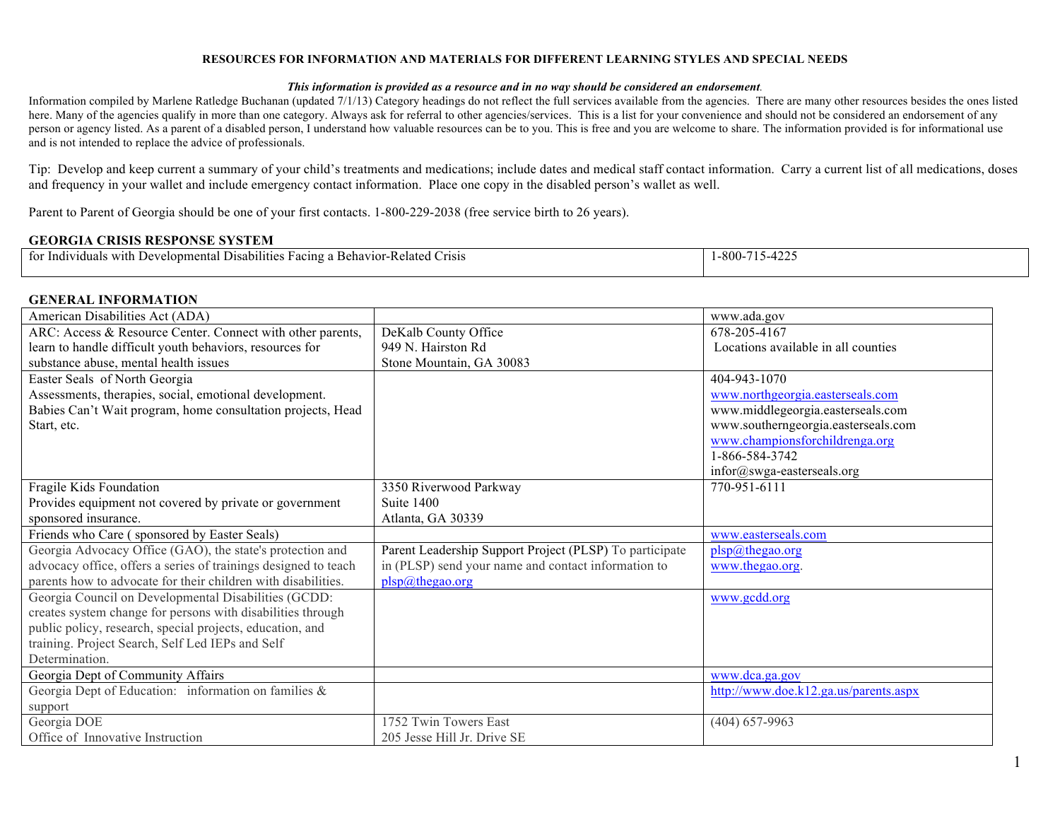**RESOURCES FOR INFORMATION AND MATERIALS FOR DIFFERENT LEARNING STYLES AND SPECIAL NEEDS**

***This information is provided as a resource and in no way should be considered an endorsement*.**

Information compiled by Marlene Ratledge Buchanan (updated 7/1/13) Category headings do not reflect the full services available from the agencies. There are many other resources besides the ones listed here. Many of the agencies qualify in more than one category. Always ask for referral to other agencies/services. This is a list for your convenience and should not be considered an endorsement of any person or agency listed. As a parent of a disabled person, I understand how valuable resources can be to you. This is free and you are welcome to share. The information provided is for informational use and is not intended to replace the advice of professionals.

Tip: Develop and keep current a summary of your child's treatments and medications; include dates and medical staff contact information. Carry a current list of all medications, doses and frequency in your wallet and include emergency contact information. Place one copy in the disabled person's wallet as well.

Parent to Parent of Georgia should be one of your first contacts. 1-800-229-2038 (free service birth to 26 years).

**GEORGIA CRISIS RESPONSE SYSTEM**

| | |
|---|---|
| for Individuals with Developmental Disabilities Facing a Behavior-Related Crisis | 1-800-715-4225 |

**GENERAL INFORMATION**

| | | |
|---|---|---|
| American Disabilities Act (ADA) | | www.ada.gov |
| ARC: Access & Resource Center. Connect with other parents, learn to handle difficult youth behaviors, resources for substance abuse, mental health issues | DeKalb County Office<br>949 N. Hairston Rd<br>Stone Mountain, GA 30083 | 678-205-4167<br>Locations available in all counties |
| Easter Seals of North Georgia<br>Assessments, therapies, social, emotional development. Babies Can't Wait program, home consultation projects, Head Start, etc. | | 404-943-1070<br>www.northgeorgia.easterseals.com<br>www.middlegeorgia.easterseals.com<br>www.southerngeorgia.easterseals.com<br>www.championsforchildrenga.org<br>1-866-584-3742<br>infor@swga-easterseals.org |
| Fragile Kids Foundation<br>Provides equipment not covered by private or government sponsored insurance. | 3350 Riverwood Parkway<br>Suite 1400<br>Atlanta, GA 30339 | 770-951-6111 |
| Friends who Care ( sponsored by Easter Seals) | | www.easterseals.com |
| Georgia Advocacy Office (GAO), the state's protection and advocacy office, offers a series of trainings designed to teach parents how to advocate for their children with disabilities. | Parent Leadership Support Project (PLSP) To participate in (PLSP) send your name and contact information to plsp@thegao.org | plsp@thegao.org<br>www.thegao.org. |
| Georgia Council on Developmental Disabilities (GCDD: creates system change for persons with disabilities through public policy, research, special projects, education, and training. Project Search, Self Led IEPs and Self Determination. | | www.gcdd.org |
| Georgia Dept of Community Affairs | | www.dca.ga.gov |
| Georgia Dept of Education: information on families & support | | http://www.doe.k12.ga.us/parents.aspx |
| Georgia DOE<br>Office of Innovative Instruction | 1752 Twin Towers East<br>205 Jesse Hill Jr. Drive SE | (404) 657-9963 |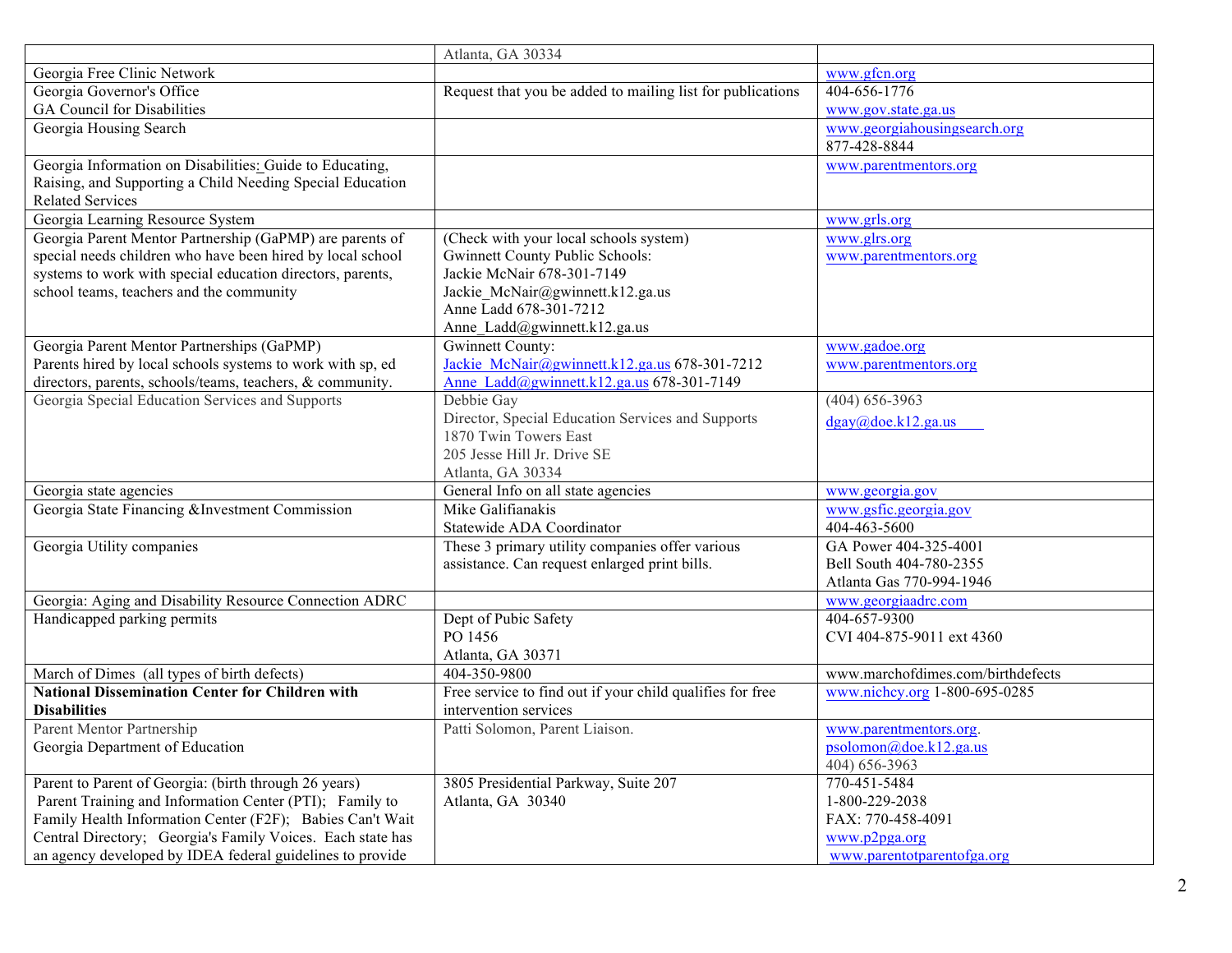| | | |
|---|---|---|
| | Atlanta, GA 30334 | |
| Georgia Free Clinic Network | | www.gfcn.org |
| Georgia Governor's Office<br>GA Council for Disabilities | Request that you be added to mailing list for publications | 404-656-1776<br>www.gov.state.ga.us |
| Georgia Housing Search | | www.georgiahousingsearch.org<br>877-428-8844 |
| Georgia Information on Disabilities: Guide to Educating, Raising, and Supporting a Child Needing Special Education Related Services | | www.parentmentors.org |
| Georgia Learning Resource System | | www.grls.org |
| Georgia Parent Mentor Partnership (GaPMP) are parents of special needs children who have been hired by local school systems to work with special education directors, parents, school teams, teachers and the community | (Check with your local schools system)<br>Gwinnett County Public Schools:<br>Jackie McNair 678-301-7149<br>Jackie_McNair@gwinnett.k12.ga.us<br>Anne Ladd 678-301-7212<br>Anne_Ladd@gwinnett.k12.ga.us | www.glrs.org<br>www.parentmentors.org |
| Georgia Parent Mentor Partnerships (GaPMP)<br>Parents hired by local schools systems to work with sp, ed directors, parents, schools/teams, teachers, & community. | Gwinnett County:<br>Jackie_McNair@gwinnett.k12.ga.us 678-301-7212<br>Anne_Ladd@gwinnett.k12.ga.us 678-301-7149 | www.gadoe.org<br>www.parentmentors.org |
| Georgia Special Education Services and Supports | Debbie Gay<br>Director, Special Education Services and Supports<br>1870 Twin Towers East<br>205 Jesse Hill Jr. Drive SE<br>Atlanta, GA 30334 | (404) 656-3963<br>dgay@doe.k12.ga.us |
| Georgia state agencies | General Info on all state agencies | www.georgia.gov |
| Georgia State Financing &Investment Commission | Mike Galifianakis<br>Statewide ADA Coordinator | www.gsfic.georgia.gov<br>404-463-5600 |
| Georgia Utility companies | These 3 primary utility companies offer various assistance. Can request enlarged print bills. | GA Power 404-325-4001<br>Bell South 404-780-2355<br>Atlanta Gas 770-994-1946 |
| Georgia: Aging and Disability Resource Connection ADRC | | www.georgiaadrc.com |
| Handicapped parking permits | Dept of Pubic Safety<br>PO 1456<br>Atlanta, GA 30371 | 404-657-9300<br>CVI 404-875-9011 ext 4360 |
| March of Dimes (all types of birth defects) | 404-350-9800 | www.marchofdimes.com/birthdefects |
| **National Dissemination Center for Children with Disabilities** | Free service to find out if your child qualifies for free intervention services | www.nichcy.org 1-800-695-0285 |
| Parent Mentor Partnership<br>Georgia Department of Education | Patti Solomon, Parent Liaison. | www.parentmentors.org.<br>psolomon@doe.k12.ga.us<br>404) 656-3963 |
| Parent to Parent of Georgia: (birth through 26 years)<br>Parent Training and Information Center (PTI); Family to Family Health Information Center (F2F); Babies Can't Wait Central Directory; Georgia's Family Voices. Each state has an agency developed by IDEA federal guidelines to provide | 3805 Presidential Parkway, Suite 207<br>Atlanta, GA 30340 | 770-451-5484<br>1-800-229-2038<br>FAX: 770-458-4091<br>www.p2pga.org<br>www.parentotparentofga.org |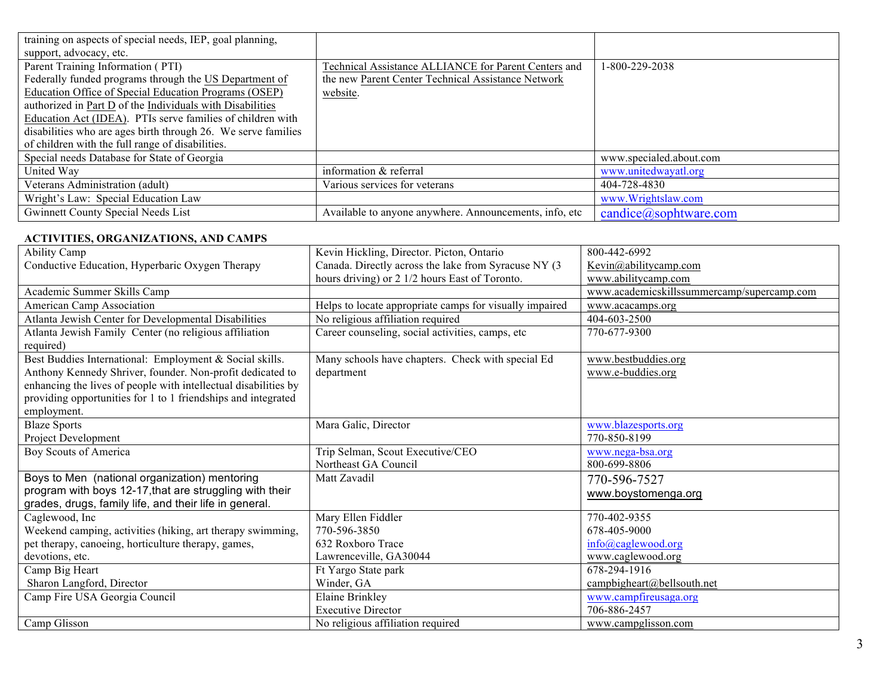| | | |
|---|---|---|
| training on aspects of special needs, IEP, goal planning, support, advocacy, etc. | | |
| Parent Training Information ( PTI) Federally funded programs through the US Department of Education Office of Special Education Programs (OSEP) authorized in Part D of the Individuals with Disabilities Education Act (IDEA). PTIs serve families of children with disabilities who are ages birth through 26. We serve families of children with the full range of disabilities. | Technical Assistance ALLIANCE for Parent Centers and the new Parent Center Technical Assistance Network website. | 1-800-229-2038 |
| Special needs Database for State of Georgia | | www.specialed.about.com |
| United Way | information & referral | www.unitedwayatl.org |
| Veterans Administration (adult) | Various services for veterans | 404-728-4830 |
| Wright's Law: Special Education Law | | www.Wrightslaw.com |
| Gwinnett County Special Needs List | Available to anyone anywhere. Announcements, info, etc | candice@sophtware.com |

**ACTIVITIES, ORGANIZATIONS, AND CAMPS**

| | | |
|---|---|---|
| Ability Camp<br>Conductive Education, Hyperbaric Oxygen Therapy | Kevin Hickling, Director. Picton, Ontario Canada. Directly across the lake from Syracuse NY (3 hours driving) or 2 1/2 hours East of Toronto. | 800-442-6992<br>Kevin@abilitycamp.com<br>www.abilitycamp.com |
| Academic Summer Skills Camp | | www.academicskillssummercamp/supercamp.com |
| American Camp Association | Helps to locate appropriate camps for visually impaired | www.acacamps.org |
| Atlanta Jewish Center for Developmental Disabilities | No religious affiliation required | 404-603-2500 |
| Atlanta Jewish Family Center (no religious affiliation required) | Career counseling, social activities, camps, etc | 770-677-9300 |
| Best Buddies International: Employment & Social skills. Anthony Kennedy Shriver, founder. Non-profit dedicated to enhancing the lives of people with intellectual disabilities by providing opportunities for 1 to 1 friendships and integrated employment. | Many schools have chapters. Check with special Ed department | www.bestbuddies.org<br>www.e-buddies.org |
| Blaze Sports<br>Project Development | Mara Galic, Director | www.blazesports.org<br>770-850-8199 |
| Boy Scouts of America | Trip Selman, Scout Executive/CEO<br>Northeast GA Council | www.nega-bsa.org<br>800-699-8806 |
| Boys to Men (national organization) mentoring program with boys 12-17,that are struggling with their grades, drugs, family life, and their life in general. | Matt Zavadil | 770-596-7527<br>www.boystomenga.org |
| Caglewood, Inc<br>Weekend camping, activities (hiking, art therapy swimming, pet therapy, canoeing, horticulture therapy, games, devotions, etc. | Mary Ellen Fiddler<br>770-596-3850<br>632 Roxboro Trace<br>Lawrenceville, GA30044 | 770-402-9355<br>678-405-9000<br>info@caglewood.org<br>www.caglewood.org |
| Camp Big Heart<br>Sharon Langford, Director | Ft Yargo State park<br>Winder, GA | 678-294-1916<br>campbigheart@bellsouth.net |
| Camp Fire USA Georgia Council | Elaine Brinkley<br>Executive Director | www.campfireusaga.org<br>706-886-2457 |
| Camp Glisson | No religious affiliation required | www.campglisson.com |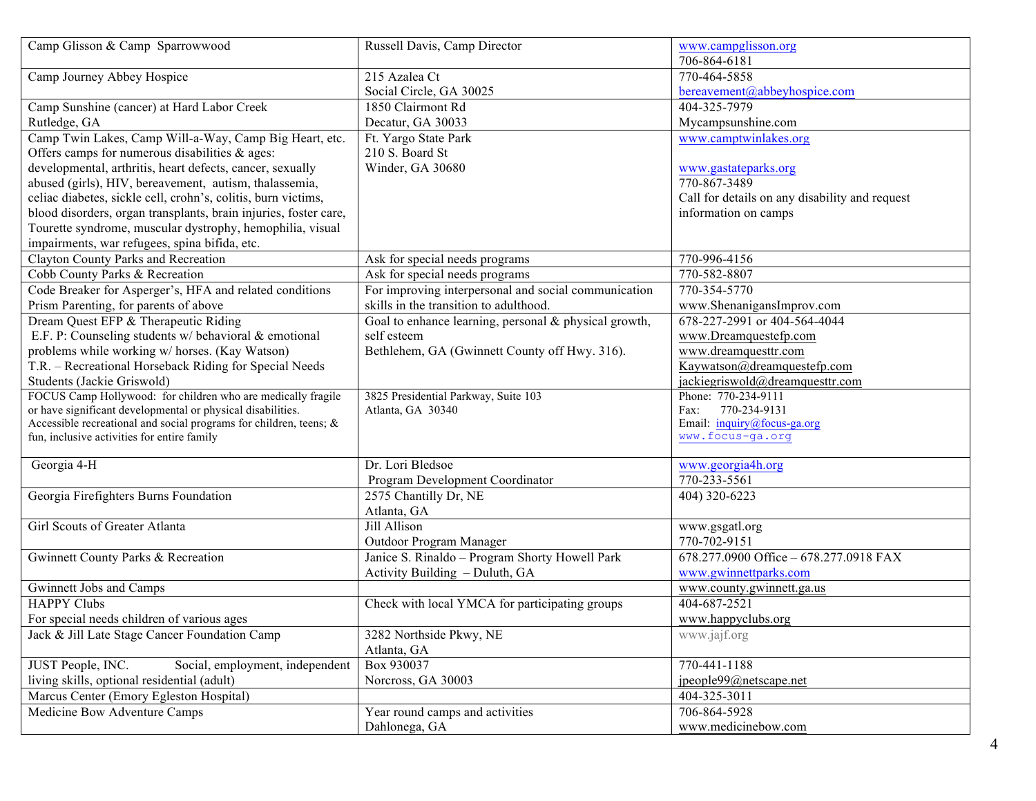| | | |
|---|---|---|
| Camp Glisson & Camp Sparrowwood | Russell Davis, Camp Director | www.campglisson.org<br>706-864-6181 |
| Camp Journey Abbey Hospice | 215 Azalea Ct<br>Social Circle, GA 30025 | 770-464-5858<br>bereavement@abbeyhospice.com |
| Camp Sunshine (cancer) at Hard Labor Creek<br>Rutledge, GA | 1850 Clairmont Rd<br>Decatur, GA 30033 | 404-325-7979<br>Mycampsunshine.com |
| Camp Twin Lakes, Camp Will-a-Way, Camp Big Heart, etc. Offers camps for numerous disabilities & ages: developmental, arthritis, heart defects, cancer, sexually abused (girls), HIV, bereavement, autism, thalassemia, celiac diabetes, sickle cell, crohn's, colitis, burn victims, blood disorders, organ transplants, brain injuries, foster care, Tourette syndrome, muscular dystrophy, hemophilia, visual impairments, war refugees, spina bifida, etc. | Ft. Yargo State Park<br>210 S. Board St<br>Winder, GA 30680 | www.camptwinlakes.org<br><br>www.gastateparks.org<br>770-867-3489<br>Call for details on any disability and request information on camps |
| Clayton County Parks and Recreation | Ask for special needs programs | 770-996-4156 |
| Cobb County Parks & Recreation | Ask for special needs programs | 770-582-8807 |
| Code Breaker for Asperger's, HFA and related conditions<br>Prism Parenting, for parents of above | For improving interpersonal and social communication skills in the transition to adulthood. | 770-354-5770<br>www.ShenanigansImprov.com |
| Dream Quest EFP & Therapeutic Riding<br>E.F. P: Counseling students w/ behavioral & emotional problems while working w/ horses. (Kay Watson)<br>T.R. – Recreational Horseback Riding for Special Needs Students (Jackie Griswold) | Goal to enhance learning, personal & physical growth, self esteem<br>Bethlehem, GA (Gwinnett County off Hwy. 316). | 678-227-2991 or 404-564-4044<br>www.Dreamquestefp.com<br>www.dreamquesttr.com<br>Kaywatson@dreamquestefp.com<br>jackiegriswold@dreamquesttr.com |
| FOCUS Camp Hollywood: for children who are medically fragile or have significant developmental or physical disabilities. Accessible recreational and social programs for children, teens; & fun, inclusive activities for entire family | 3825 Presidential Parkway, Suite 103<br>Atlanta, GA 30340 | Phone: 770-234-9111<br>Fax: 770-234-9131<br>Email: inquiry@focus-ga.org<br>www.focus-ga.org |
| Georgia 4-H | Dr. Lori Bledsoe<br>Program Development Coordinator | www.georgia4h.org<br>770-233-5561 |
| Georgia Firefighters Burns Foundation | 2575 Chantilly Dr, NE<br>Atlanta, GA | 404) 320-6223 |
| Girl Scouts of Greater Atlanta | Jill Allison<br>Outdoor Program Manager | www.gsgatl.org<br>770-702-9151 |
| Gwinnett County Parks & Recreation | Janice S. Rinaldo – Program Shorty Howell Park Activity Building – Duluth, GA | 678.277.0900 Office – 678.277.0918 FAX<br>www.gwinnettparks.com |
| Gwinnett Jobs and Camps | | www.county.gwinnett.ga.us |
| HAPPY Clubs<br>For special needs children of various ages | Check with local YMCA for participating groups | 404-687-2521<br>www.happyclubs.org |
| Jack & Jill Late Stage Cancer Foundation Camp | 3282 Northside Pkwy, NE<br>Atlanta, GA | www.jajf.org |
| JUST People, INC. Social, employment, independent living skills, optional residential (adult) | Box 930037<br>Norcross, GA 30003 | 770-441-1188<br>jpeople99@netscape.net |
| Marcus Center (Emory Egleston Hospital) | | 404-325-3011 |
| Medicine Bow Adventure Camps | Year round camps and activities<br>Dahlonega, GA | 706-864-5928<br>www.medicinebow.com |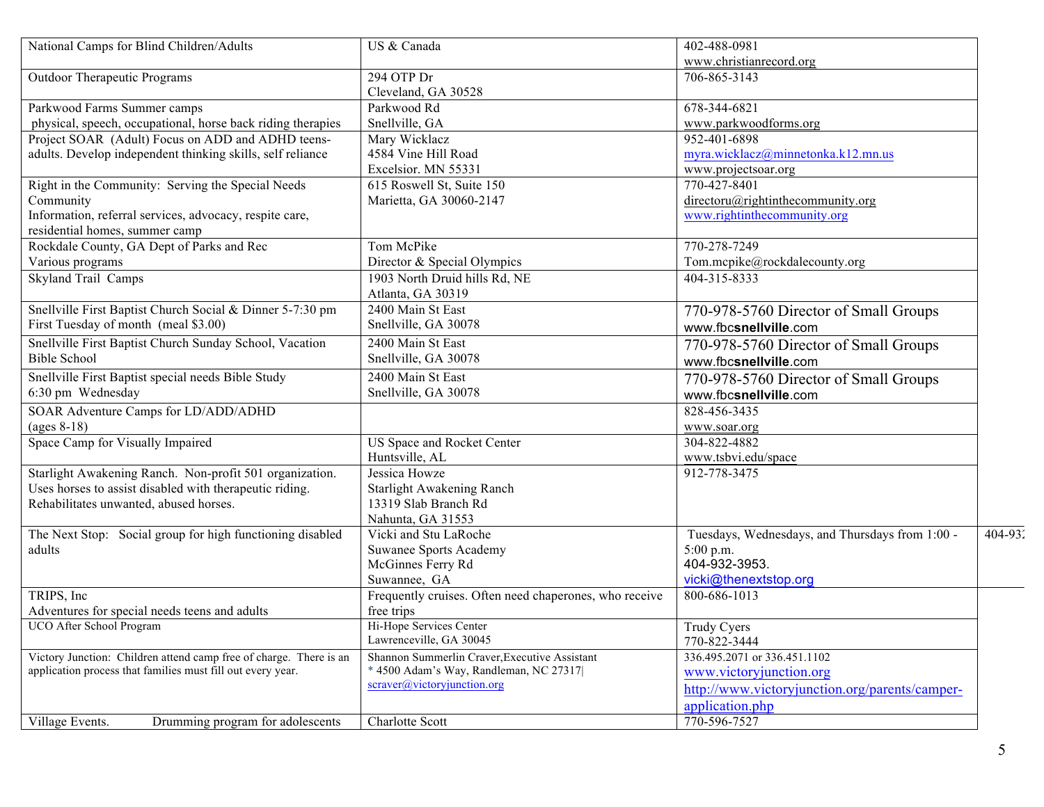| | | |
|---|---|---|
| National Camps for Blind Children/Adults | US & Canada | 402-488-0981<br>www.christianrecord.org |
| Outdoor Therapeutic Programs | 294 OTP Dr<br>Cleveland, GA 30528 | 706-865-3143 |
| Parkwood Farms Summer camps<br>physical, speech, occupational, horse back riding therapies | Parkwood Rd<br>Snellville, GA | 678-344-6821<br>www.parkwoodforms.org |
| Project SOAR (Adult) Focus on ADD and ADHD teens-adults. Develop independent thinking skills, self reliance | Mary Wicklacz<br>4584 Vine Hill Road<br>Excelsior. MN 55331 | 952-401-6898<br>myra.wicklacz@minnetonka.k12.mn.us<br>www.projectsoar.org |
| Right in the Community: Serving the Special Needs Community<br>Information, referral services, advocacy, respite care, residential homes, summer camp | 615 Roswell St, Suite 150<br>Marietta, GA 30060-2147 | 770-427-8401<br>directoru@rightinthecommunity.org<br>www.rightinthecommunity.org |
| Rockdale County, GA Dept of Parks and Rec<br>Various programs | Tom McPike<br>Director & Special Olympics | 770-278-7249<br>Tom.mcpike@rockdalecounty.org |
| Skyland Trail Camps | 1903 North Druid hills Rd, NE<br>Atlanta, GA 30319 | 404-315-8333 |
| Snellville First Baptist Church Social & Dinner 5-7:30 pm First Tuesday of month (meal $3.00) | 2400 Main St East<br>Snellville, GA 30078 | 770-978-5760 Director of Small Groups<br>www.fbc**snellville**.com |
| Snellville First Baptist Church Sunday School, Vacation Bible School | 2400 Main St East<br>Snellville, GA 30078 | 770-978-5760 Director of Small Groups<br>www.fbc**snellville**.com |
| Snellville First Baptist special needs Bible Study<br>6:30 pm Wednesday | 2400 Main St East<br>Snellville, GA 30078 | 770-978-5760 Director of Small Groups<br>www.fbc**snellville**.com |
| SOAR Adventure Camps for LD/ADD/ADHD<br>(ages 8-18) | | 828-456-3435<br>www.soar.org |
| Space Camp for Visually Impaired | US Space and Rocket Center<br>Huntsville, AL | 304-822-4882<br>www.tsbvi.edu/space |
| Starlight Awakening Ranch. Non-profit 501 organization. Uses horses to assist disabled with therapeutic riding. Rehabilitates unwanted, abused horses. | Jessica Howze<br>Starlight Awakening Ranch<br>13319 Slab Branch Rd<br>Nahunta, GA 31553 | 912-778-3475 |
| The Next Stop: Social group for high functioning disabled adults | Vicki and Stu LaRoche<br>Suwanee Sports Academy<br>McGinnes Ferry Rd<br>Suwannee, GA | Tuesdays, Wednesdays, and Thursdays from 1:00 - 5:00 p.m.<br>404-932-3953.<br>vicki@thenextstop.org |
| TRIPS, Inc<br>Adventures for special needs teens and adults | Frequently cruises. Often need chaperones, who receive free trips | 800-686-1013 |
| UCO After School Program | Hi-Hope Services Center<br>Lawrenceville, GA 30045 | Trudy Cyers<br>770-822-3444 |
| Victory Junction: Children attend camp free of charge. There is an application process that families must fill out every year. | Shannon Summerlin Craver,Executive Assistant<br>* 4500 Adam's Way, Randleman, NC 27317\|<br>scraver@victoryjunction.org | 336.495.2071 or 336.451.1102<br>www.victoryjunction.org<br>http://www.victoryjunction.org/parents/camper-application.php |
| Village Events. Drumming program for adolescents | Charlotte Scott | 770-596-7527 |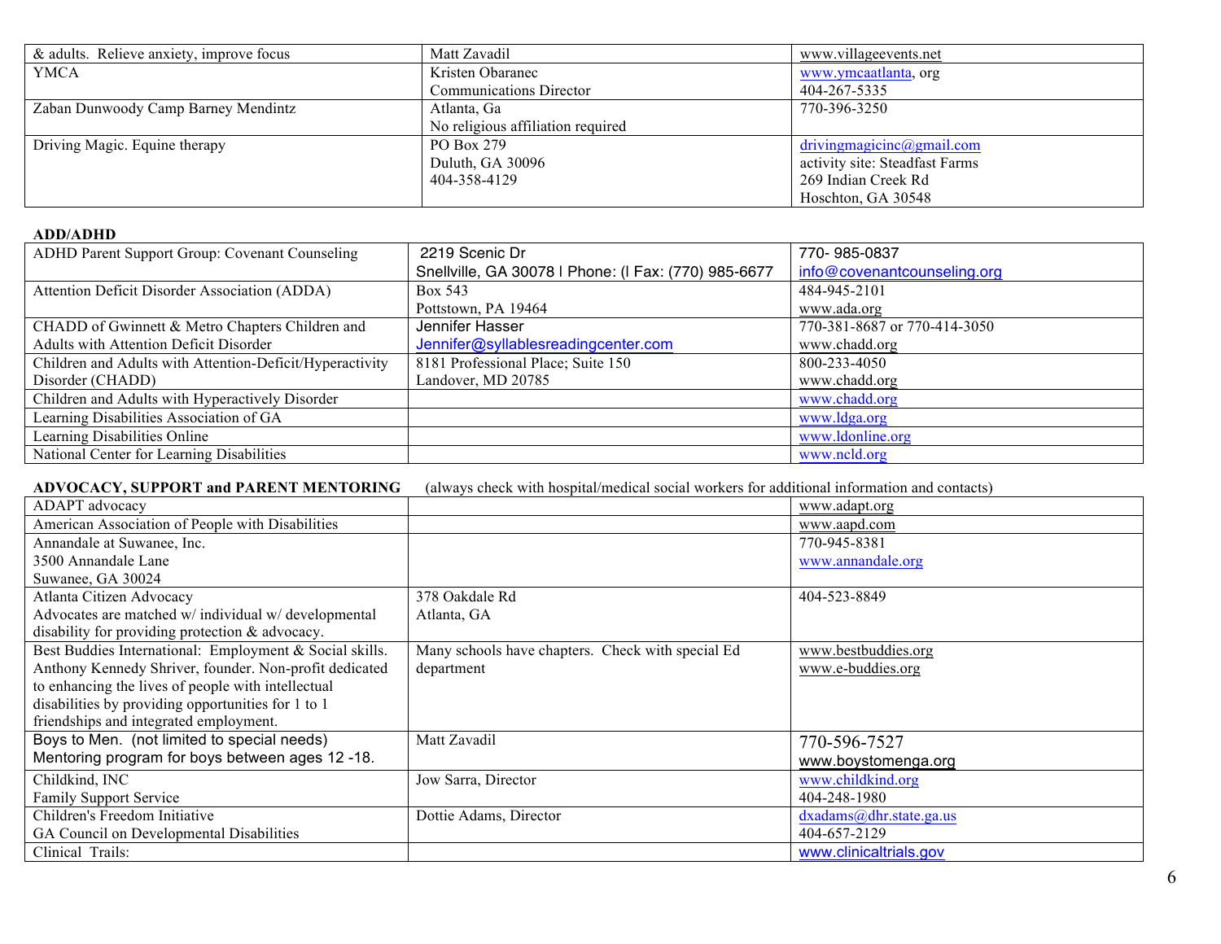| | | |
|---|---|---|
| & adults. Relieve anxiety, improve focus | Matt Zavadil | www.villageevents.net |
| YMCA | Kristen Obaranec<br>Communications Director | www.ymcaatlanta, org<br>404-267-5335 |
| Zaban Dunwoody Camp Barney Mendintz | Atlanta, Ga<br>No religious affiliation required | 770-396-3250 |
| Driving Magic. Equine therapy | PO Box 279<br>Duluth, GA 30096<br>404-358-4129 | drivingmagicinc@gmail.com<br>activity site: Steadfast Farms<br>269 Indian Creek Rd<br>Hoschton, GA 30548 |

**ADD/ADHD**

| | | |
|---|---|---|
| ADHD Parent Support Group: Covenant Counseling | 2219 Scenic Dr<br>Snellville, GA 30078 l Phone: (l Fax: (770) 985-6677 | 770- 985-0837<br>info@covenantcounseling.org |
| Attention Deficit Disorder Association (ADDA) | Box 543<br>Pottstown, PA 19464 | 484-945-2101<br>www.ada.org |
| CHADD of Gwinnett & Metro Chapters Children and Adults with Attention Deficit Disorder | Jennifer Hasser<br>Jennifer@syllablesreadingcenter.com | 770-381-8687 or 770-414-3050<br>www.chadd.org |
| Children and Adults with Attention-Deficit/Hyperactivity Disorder (CHADD) | 8181 Professional Place; Suite 150<br>Landover, MD 20785 | 800-233-4050<br>www.chadd.org |
| Children and Adults with Hyperactively Disorder | | www.chadd.org |
| Learning Disabilities Association of GA | | www.ldga.org |
| Learning Disabilities Online | | www.ldonline.org |
| National Center for Learning Disabilities | | www.ncld.org |

**ADVOCACY, SUPPORT and PARENT MENTORING** (always check with hospital/medical social workers for additional information and contacts)

| | | |
|---|---|---|
| ADAPT advocacy | | www.adapt.org |
| American Association of People with Disabilities | | www.aapd.com |
| Annandale at Suwanee, Inc.<br>3500 Annandale Lane<br>Suwanee, GA 30024 | | 770-945-8381<br>www.annandale.org |
| Atlanta Citizen Advocacy<br>Advocates are matched w/ individual w/ developmental disability for providing protection & advocacy. | 378 Oakdale Rd<br>Atlanta, GA | 404-523-8849 |
| Best Buddies International: Employment & Social skills. Anthony Kennedy Shriver, founder. Non-profit dedicated to enhancing the lives of people with intellectual disabilities by providing opportunities for 1 to 1 friendships and integrated employment. | Many schools have chapters. Check with special Ed department | www.bestbuddies.org<br>www.e-buddies.org |
| Boys to Men. (not limited to special needs)<br>Mentoring program for boys between ages 12 -18. | Matt Zavadil | 770-596-7527<br>www.boystomenga.org |
| Childkind, INC<br>Family Support Service | Jow Sarra, Director | www.childkind.org<br>404-248-1980 |
| Children's Freedom Initiative<br>GA Council on Developmental Disabilities | Dottie Adams, Director | dxadams@dhr.state.ga.us<br>404-657-2129 |
| Clinical Trails: | | www.clinicaltrials.gov |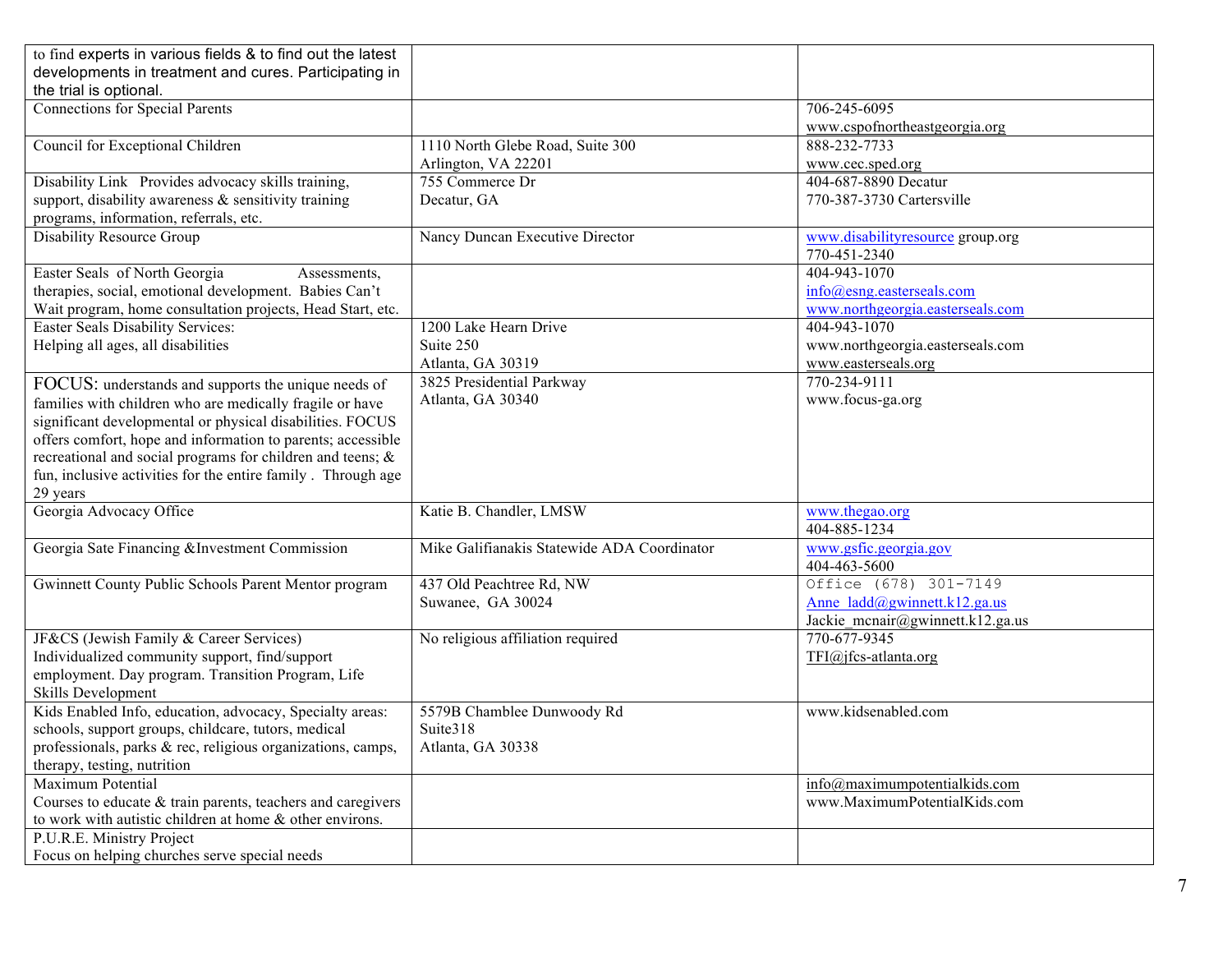| | | |
|---|---|---|
| to find experts in various fields & to find out the latest developments in treatment and cures. Participating in the trial is optional. | | |
| Connections for Special Parents | | 706-245-6095<br>www.cspofnortheastgeorgia.org |
| Council for Exceptional Children | 1110 North Glebe Road, Suite 300<br>Arlington, VA 22201 | 888-232-7733<br>www.cec.sped.org |
| Disability Link Provides advocacy skills training, support, disability awareness & sensitivity training programs, information, referrals, etc. | 755 Commerce Dr<br>Decatur, GA | 404-687-8890 Decatur<br>770-387-3730 Cartersville |
| Disability Resource Group | Nancy Duncan Executive Director | www.disabilityresource group.org<br>770-451-2340 |
| Easter Seals of North Georgia Assessments, therapies, social, emotional development. Babies Can't Wait program, home consultation projects, Head Start, etc. | | 404-943-1070<br>info@esng.easterseals.com<br>www.northgeorgia.easterseals.com |
| Easter Seals Disability Services:<br>Helping all ages, all disabilities | 1200 Lake Hearn Drive<br>Suite 250<br>Atlanta, GA 30319 | 404-943-1070<br>www.northgeorgia.easterseals.com<br>www.easterseals.org |
| FOCUS: understands and supports the unique needs of families with children who are medically fragile or have significant developmental or physical disabilities. FOCUS offers comfort, hope and information to parents; accessible recreational and social programs for children and teens; & fun, inclusive activities for the entire family . Through age 29 years | 3825 Presidential Parkway<br>Atlanta, GA 30340 | 770-234-9111<br>www.focus-ga.org |
| Georgia Advocacy Office | Katie B. Chandler, LMSW | www.thegao.org<br>404-885-1234 |
| Georgia Sate Financing &Investment Commission | Mike Galifianakis Statewide ADA Coordinator | www.gsfic.georgia.gov<br>404-463-5600 |
| Gwinnett County Public Schools Parent Mentor program | 437 Old Peachtree Rd, NW<br>Suwanee, GA 30024 | Office (678) 301-7149<br>Anne_ladd@gwinnett.k12.ga.us<br>Jackie_mcnair@gwinnett.k12.ga.us |
| JF&CS (Jewish Family & Career Services)<br>Individualized community support, find/support employment. Day program. Transition Program, Life Skills Development | No religious affiliation required | 770-677-9345<br>TFI@jfcs-atlanta.org |
| Kids Enabled Info, education, advocacy, Specialty areas: schools, support groups, childcare, tutors, medical professionals, parks & rec, religious organizations, camps, therapy, testing, nutrition | 5579B Chamblee Dunwoody Rd<br>Suite318<br>Atlanta, GA 30338 | www.kidsenabled.com |
| Maximum Potential<br>Courses to educate & train parents, teachers and caregivers to work with autistic children at home & other environs. | | info@maximumpotentialkids.com<br>www.MaximumPotentialKids.com |
| P.U.R.E. Ministry Project<br>Focus on helping churches serve special needs | | |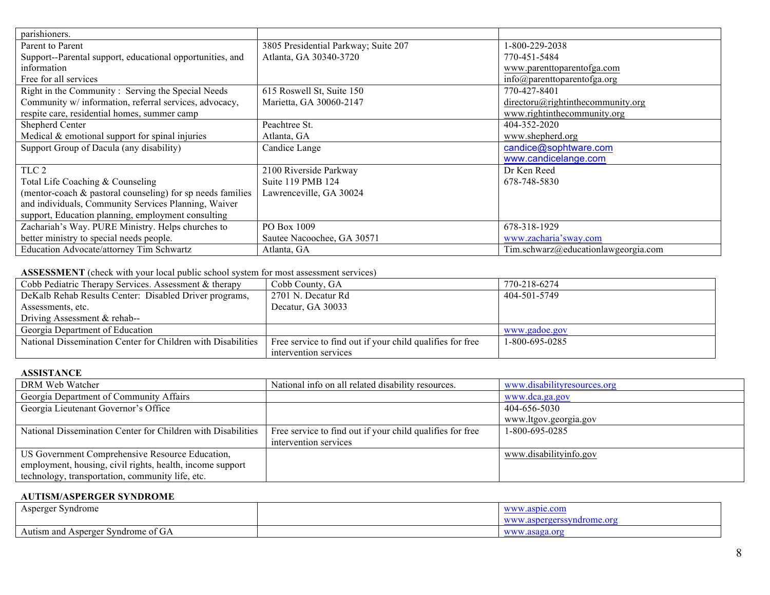| | | |
|---|---|---|
| parishioners. | | |
| Parent to Parent<br>Support--Parental support, educational opportunities, and information<br>Free for all services | 3805 Presidential Parkway; Suite 207<br>Atlanta, GA 30340-3720 | 1-800-229-2038<br>770-451-5484<br>www.parenttoparentofga.com<br>info@parenttoparentofga.org |
| Right in the Community : Serving the Special Needs Community w/ information, referral services, advocacy, respite care, residential homes, summer camp | 615 Roswell St, Suite 150<br>Marietta, GA 30060-2147 | 770-427-8401<br>directoru@rightinthecommunity.org<br>www.rightinthecommunity.org |
| Shepherd Center<br>Medical & emotional support for spinal injuries | Peachtree St.<br>Atlanta, GA | 404-352-2020<br>www.shepherd.org |
| Support Group of Dacula (any disability) | Candice Lange | candice@sophtware.com<br>www.candicelange.com |
| TLC 2<br>Total Life Coaching & Counseling<br>(mentor-coach & pastoral counseling) for sp needs families and individuals, Community Services Planning, Waiver support, Education planning, employment consulting | 2100 Riverside Parkway<br>Suite 119 PMB 124<br>Lawrenceville, GA 30024 | Dr Ken Reed<br>678-748-5830 |
| Zachariah's Way. PURE Ministry. Helps churches to better ministry to special needs people. | PO Box 1009<br>Sautee Nacoochee, GA 30571 | 678-318-1929<br>www.zacharia'sway.com |
| Education Advocate/attorney Tim Schwartz | Atlanta, GA | Tim.schwarz@educationlawgeorgia.com |

**ASSESSMENT** (check with your local public school system for most assessment services)

| | | |
|---|---|---|
| Cobb Pediatric Therapy Services. Assessment & therapy | Cobb County, GA | 770-218-6274 |
| DeKalb Rehab Results Center: Disabled Driver programs, Assessments, etc.<br>Driving Assessment & rehab-- | 2701 N. Decatur Rd<br>Decatur, GA 30033 | 404-501-5749 |
| Georgia Department of Education | | www.gadoe.gov |
| National Dissemination Center for Children with Disabilities | Free service to find out if your child qualifies for free intervention services | 1-800-695-0285 |

**ASSISTANCE**

| | | |
|---|---|---|
| DRM Web Watcher | National info on all related disability resources. | www.disabilityresources.org |
| Georgia Department of Community Affairs | | www.dca.ga.gov |
| Georgia Lieutenant Governor's Office | | 404-656-5030<br>www.ltgov.georgia.gov |
| National Dissemination Center for Children with Disabilities | Free service to find out if your child qualifies for free intervention services | 1-800-695-0285 |
| US Government Comprehensive Resource Education, employment, housing, civil rights, health, income support technology, transportation, community life, etc. | | www.disabilityinfo.gov |

**AUTISM/ASPERGER SYNDROME**

| | | |
|---|---|---|
| Asperger Syndrome | | www.aspie.com<br>www.aspergerssyndrome.org |
| Autism and Asperger Syndrome of GA | | www.asaga.org |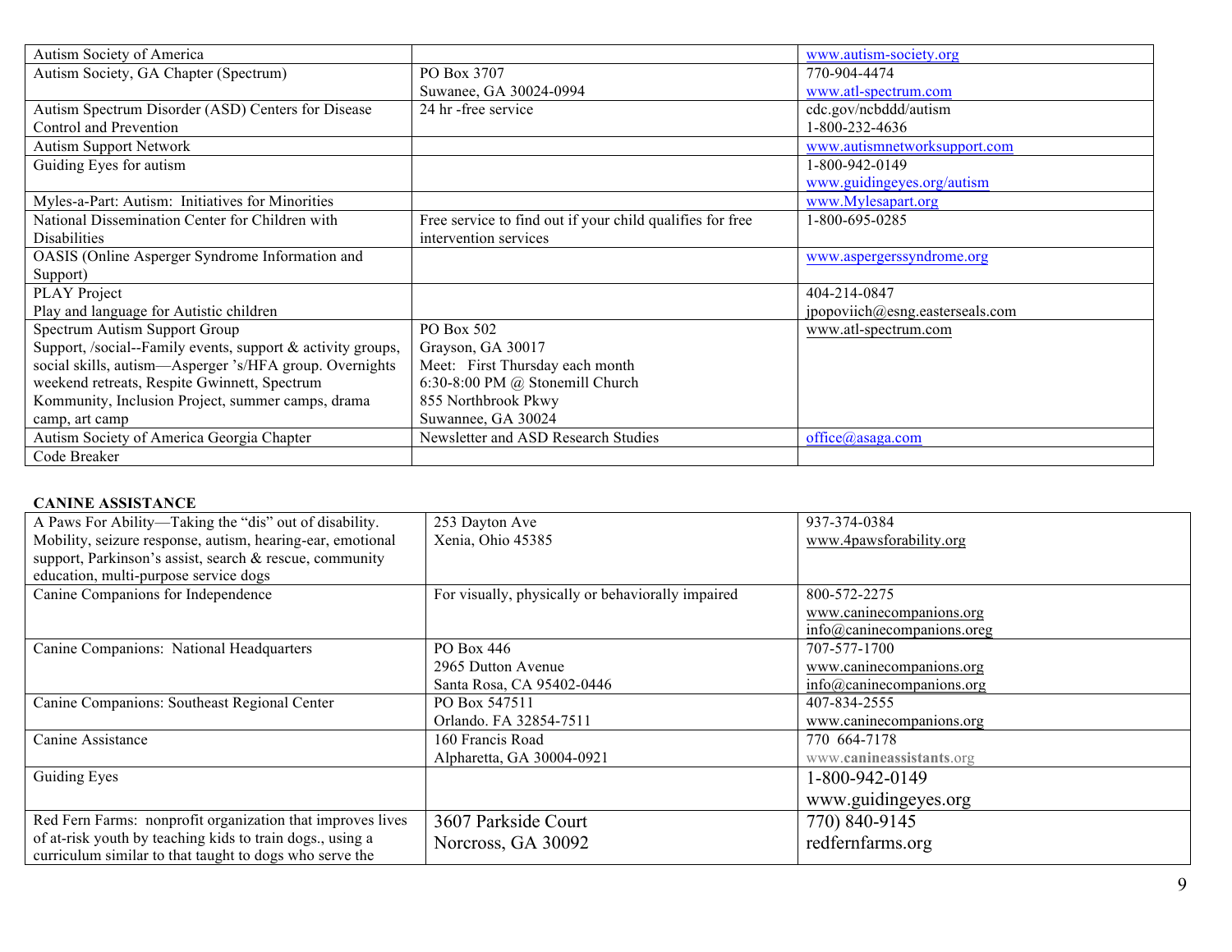| | | |
|---|---|---|
| Autism Society of America | | www.autism-society.org |
| Autism Society, GA Chapter (Spectrum) | PO Box 3707<br>Suwanee, GA 30024-0994 | 770-904-4474<br>www.atl-spectrum.com |
| Autism Spectrum Disorder (ASD) Centers for Disease Control and Prevention | 24 hr -free service | cdc.gov/ncbddd/autism<br>1-800-232-4636 |
| Autism Support Network | | www.autismnetworksupport.com |
| Guiding Eyes for autism | | 1-800-942-0149<br>www.guidingeyes.org/autism |
| Myles-a-Part: Autism: Initiatives for Minorities | | www.Mylesapart.org |
| National Dissemination Center for Children with Disabilities | Free service to find out if your child qualifies for free intervention services | 1-800-695-0285 |
| OASIS (Online Asperger Syndrome Information and Support) | | www.aspergerssyndrome.org |
| PLAY Project<br>Play and language for Autistic children | | 404-214-0847<br>jpopoviich@esng.easterseals.com |
| Spectrum Autism Support Group<br>Support, /social--Family events, support & activity groups, social skills, autism—Asperger 's/HFA group. Overnights weekend retreats, Respite Gwinnett, Spectrum Kommunity, Inclusion Project, summer camps, drama camp, art camp | PO Box 502<br>Grayson, GA 30017<br>Meet: First Thursday each month<br>6:30-8:00 PM @ Stonemill Church<br>855 Northbrook Pkwy<br>Suwannee, GA 30024 | www.atl-spectrum.com |
| Autism Society of America Georgia Chapter | Newsletter and ASD Research Studies | office@asaga.com |
| Code Breaker | | |

**CANINE ASSISTANCE**

| | | |
|---|---|---|
| A Paws For Ability—Taking the "dis" out of disability. Mobility, seizure response, autism, hearing-ear, emotional support, Parkinson's assist, search & rescue, community education, multi-purpose service dogs | 253 Dayton Ave<br>Xenia, Ohio 45385 | 937-374-0384<br>www.4pawsforability.org |
| Canine Companions for Independence | For visually, physically or behaviorally impaired | 800-572-2275<br>www.caninecompanions.org<br>info@caninecompanions.oreg |
| Canine Companions: National Headquarters | PO Box 446<br>2965 Dutton Avenue<br>Santa Rosa, CA 95402-0446 | 707-577-1700<br>www.caninecompanions.org<br>info@caninecompanions.org |
| Canine Companions: Southeast Regional Center | PO Box 547511<br>Orlando. FA 32854-7511 | 407-834-2555<br>www.caninecompanions.org |
| Canine Assistance | 160 Francis Road<br>Alpharetta, GA 30004-0921 | 770 664-7178<br>www.canineassistants.org |
| Guiding Eyes | | 1-800-942-0149<br>www.guidingeyes.org |
| Red Fern Farms: nonprofit organization that improves lives of at-risk youth by teaching kids to train dogs., using a curriculum similar to that taught to dogs who serve the | 3607 Parkside Court<br>Norcross, GA 30092 | 770) 840-9145<br>redfernfarms.org |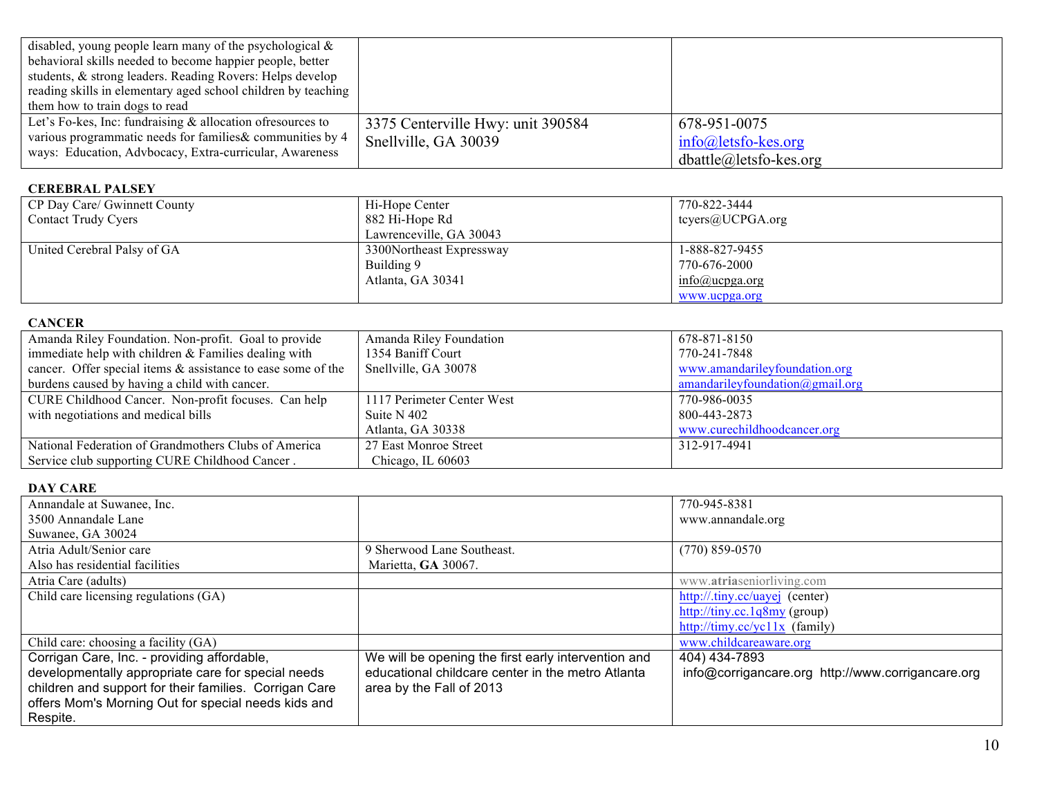| | | |
|---|---|---|
| disabled, young people learn many of the psychological & behavioral skills needed to become happier people, better students, & strong leaders. Reading Rovers: Helps develop reading skills in elementary aged school children by teaching them how to train dogs to read | | |
| Let's Fo-kes, Inc: fundraising & allocation ofresources to various programmatic needs for families& communities by 4 ways: Education, Advbocacy, Extra-curricular, Awareness | 3375 Centerville Hwy: unit 390584<br>Snellville, GA 30039 | 678-951-0075<br>info@letsfo-kes.org<br>dbattle@letsfo-kes.org |

**CEREBRAL PALSEY**

| | | |
|---|---|---|
| CP Day Care/ Gwinnett County<br>Contact Trudy Cyers | Hi-Hope Center<br>882 Hi-Hope Rd<br>Lawrenceville, GA 30043 | 770-822-3444<br>tcyers@UCPGA.org |
| United Cerebral Palsy of GA | 3300Northeast Expressway<br>Building 9<br>Atlanta, GA 30341 | 1-888-827-9455<br>770-676-2000<br>info@ucpga.org<br>www.ucpga.org |

**CANCER**

| | | |
|---|---|---|
| Amanda Riley Foundation. Non-profit. Goal to provide immediate help with children & Families dealing with cancer. Offer special items & assistance to ease some of the burdens caused by having a child with cancer. | Amanda Riley Foundation<br>1354 Baniff Court<br>Snellville, GA 30078 | 678-871-8150<br>770-241-7848<br>www.amandarileyfoundation.org<br>amandarileyfoundation@gmail.org |
| CURE Childhood Cancer. Non-profit focuses. Can help with negotiations and medical bills | 1117 Perimeter Center West<br>Suite N 402<br>Atlanta, GA 30338 | 770-986-0035<br>800-443-2873<br>www.curechildhoodcancer.org |
| National Federation of Grandmothers Clubs of America Service club supporting CURE Childhood Cancer . | 27 East Monroe Street<br>Chicago, IL 60603 | 312-917-4941 |

**DAY CARE**

| | | |
|---|---|---|
| Annandale at Suwanee, Inc.<br>3500 Annandale Lane<br>Suwanee, GA 30024 | | 770-945-8381<br>www.annandale.org |
| Atria Adult/Senior care<br>Also has residential facilities | 9 Sherwood Lane Southeast.<br>Marietta, **GA** 30067. | (770) 859-0570 |
| Atria Care (adults) | | www.**atria**seniorliving.com |
| Child care licensing regulations (GA) | | http://.tiny.cc/uayej (center)<br>http://tiny.cc.1q8my (group)<br>http://timy.cc/yc11x (family) |
| Child care: choosing a facility (GA) | | www.childcareaware.org |
| Corrigan Care, Inc. - providing affordable, developmentally appropriate care for special needs children and support for their families. Corrigan Care offers Mom's Morning Out for special needs kids and Respite. | We will be opening the first early intervention and educational childcare center in the metro Atlanta area by the Fall of 2013 | 404) 434-7893<br>info@corrigancare.org http://www.corrigancare.org |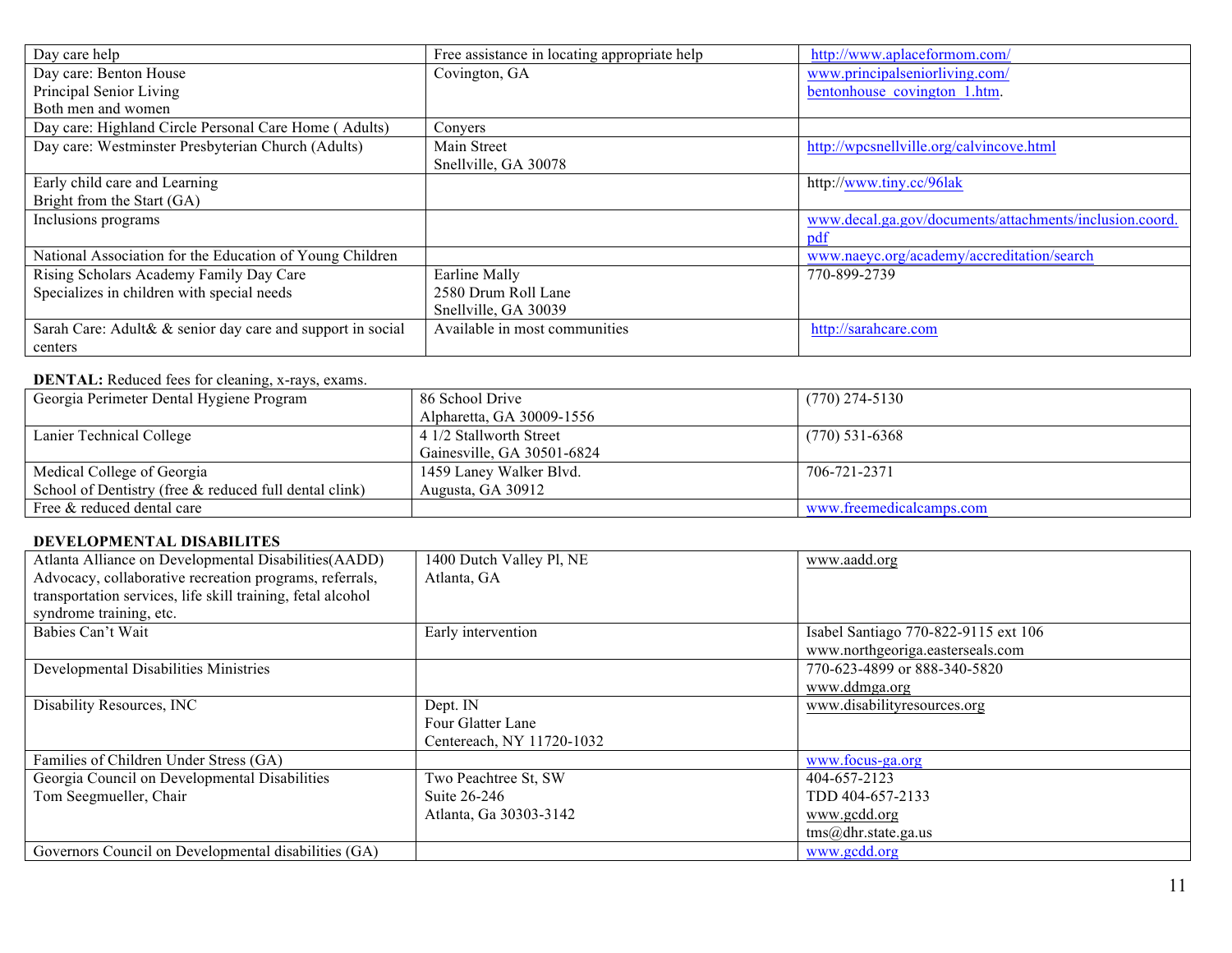| | | |
|---|---|---|
| Day care help | Free assistance in locating appropriate help | http://www.aplaceformom.com/ |
| Day care: Benton House<br>Principal Senior Living<br>Both men and women | Covington, GA | www.principalseniorliving.com/<br>bentonhouse_covington_1.htm. |
| Day care: Highland Circle Personal Care Home ( Adults) | Conyers | |
| Day care: Westminster Presbyterian Church (Adults) | Main Street<br>Snellville, GA 30078 | http://wpcsnellville.org/calvincove.html |
| Early child care and Learning<br>Bright from the Start (GA) | | http://www.tiny.cc/96lak |
| Inclusions programs | | www.decal.ga.gov/documents/attachments/inclusion.coord.pdf |
| National Association for the Education of Young Children | | www.naeyc.org/academy/accreditation/search |
| Rising Scholars Academy Family Day Care<br>Specializes in children with special needs | Earline Mally<br>2580 Drum Roll Lane<br>Snellville, GA 30039 | 770-899-2739 |
| Sarah Care: Adult& & senior day care and support in social centers | Available in most communities | http://sarahcare.com |

**DENTAL:** Reduced fees for cleaning, x-rays, exams.

| | | |
|---|---|---|
| Georgia Perimeter Dental Hygiene Program | 86 School Drive<br>Alpharetta, GA 30009-1556 | (770) 274-5130 |
| Lanier Technical College | 4 1/2 Stallworth Street<br>Gainesville, GA 30501-6824 | (770) 531-6368 |
| Medical College of Georgia<br>School of Dentistry (free & reduced full dental clink) | 1459 Laney Walker Blvd.<br>Augusta, GA 30912 | 706-721-2371 |
| Free & reduced dental care | | www.freemedicalcamps.com |

**DEVELOPMENTAL DISABILITES**

| | | |
|---|---|---|
| Atlanta Alliance on Developmental Disabilities(AADD)<br>Advocacy, collaborative recreation programs, referrals, transportation services, life skill training, fetal alcohol syndrome training, etc. | 1400 Dutch Valley Pl, NE<br>Atlanta, GA | www.aadd.org |
| Babies Can't Wait | Early intervention | Isabel Santiago 770-822-9115 ext 106<br>www.northgeoriga.easterseals.com |
| Developmental Disabilities Ministries | | 770-623-4899 or 888-340-5820<br>www.ddmga.org |
| Disability Resources, INC | Dept. IN<br>Four Glatter Lane<br>Centereach, NY 11720-1032 | www.disabilityresources.org |
| Families of Children Under Stress (GA) | | www.focus-ga.org |
| Georgia Council on Developmental Disabilities<br>Tom Seegmueller, Chair | Two Peachtree St, SW<br>Suite 26-246<br>Atlanta, Ga 30303-3142 | 404-657-2123<br>TDD 404-657-2133<br>www.gcdd.org<br>tms@dhr.state.ga.us |
| Governors Council on Developmental disabilities (GA) | | www.gcdd.org |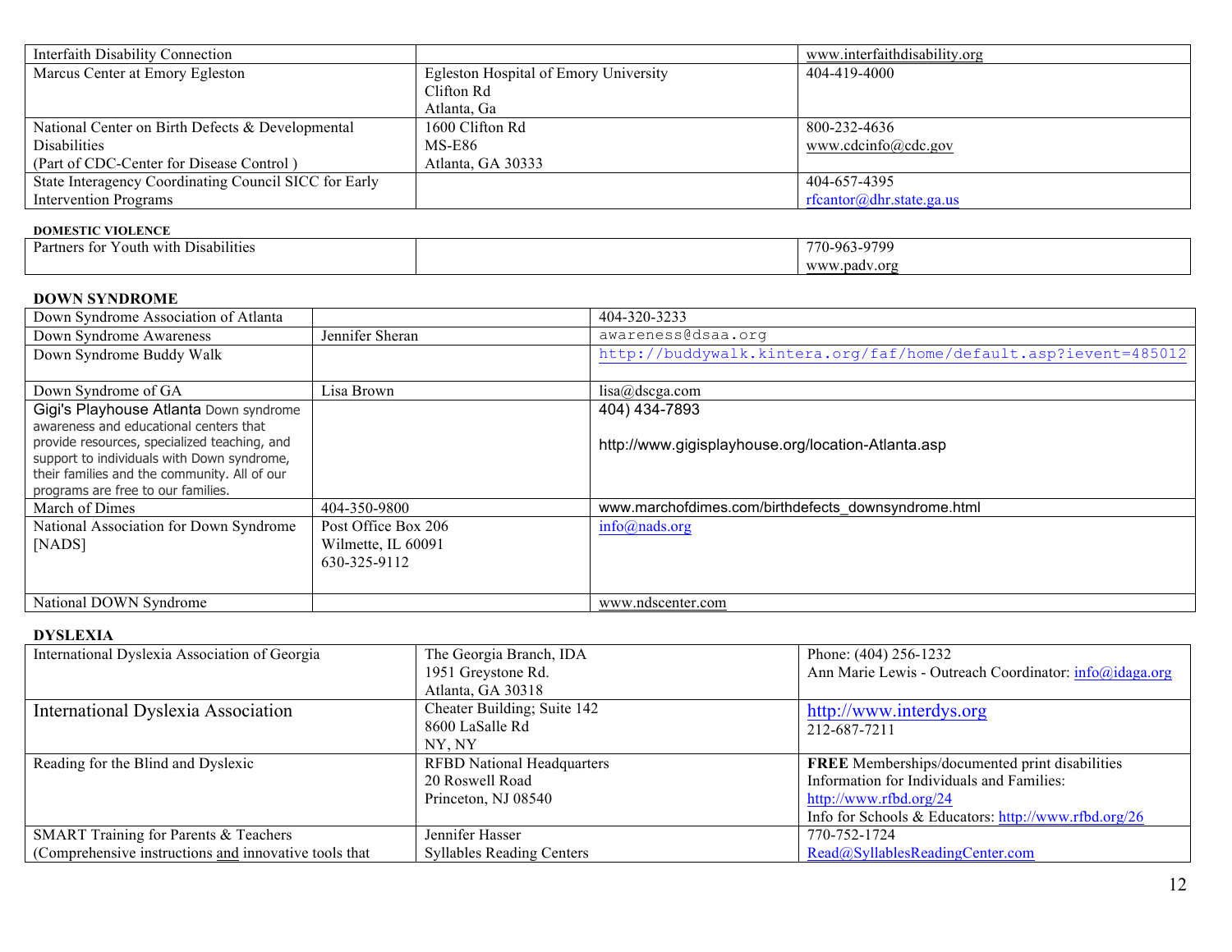| | | |
|---|---|---|
| Interfaith Disability Connection | | www.interfaithdisability.org |
| Marcus Center at Emory Egleston | Egleston Hospital of Emory University<br>Clifton Rd<br>Atlanta, Ga | 404-419-4000 |
| National Center on Birth Defects & Developmental Disabilities<br>(Part of CDC-Center for Disease Control ) | 1600 Clifton Rd<br>MS-E86<br>Atlanta, GA 30333 | 800-232-4636<br>www.cdcinfo@cdc.gov |
| State Interagency Coordinating Council SICC for Early Intervention Programs | | 404-657-4395<br>rfcantor@dhr.state.ga.us |

**DOMESTIC VIOLENCE**

| | | |
|---|---|---|
| Partners for Youth with Disabilities | | 770-963-9799<br>www.padv.org |

**DOWN SYNDROME**

| | | |
|---|---|---|
| Down Syndrome Association of Atlanta | | 404-320-3233 |
| Down Syndrome Awareness | Jennifer Sheran | awareness@dsaa.org |
| Down Syndrome Buddy Walk | | http://buddywalk.kintera.org/faf/home/default.asp?ievent=485012 |
| Down Syndrome of GA | Lisa Brown | lisa@dscga.com |
| Gigi's Playhouse Atlanta Down syndrome awareness and educational centers that provide resources, specialized teaching, and support to individuals with Down syndrome, their families and the community. All of our programs are free to our families. | | 404) 434-7893<br><br>http://www.gigisplayhouse.org/location-Atlanta.asp |
| March of Dimes | 404-350-9800 | www.marchofdimes.com/birthdefects_downsyndrome.html |
| National Association for Down Syndrome [NADS] | Post Office Box 206<br>Wilmette, IL 60091<br>630-325-9112 | info@nads.org |
| National DOWN Syndrome | | www.ndscenter.com |

**DYSLEXIA**

| | | |
|---|---|---|
| International Dyslexia Association of Georgia | The Georgia Branch, IDA<br>1951 Greystone Rd.<br>Atlanta, GA 30318 | Phone: (404) 256-1232<br>Ann Marie Lewis - Outreach Coordinator: info@idaga.org |
| International Dyslexia Association | Cheater Building; Suite 142<br>8600 LaSalle Rd<br>NY, NY | http://www.interdys.org<br>212-687-7211 |
| Reading for the Blind and Dyslexic | RFBD National Headquarters<br>20 Roswell Road<br>Princeton, NJ 08540 | **FREE** Memberships/documented print disabilities<br>Information for Individuals and Families: http://www.rfbd.org/24<br>Info for Schools & Educators: http://www.rfbd.org/26 |
| SMART Training for Parents & Teachers<br>(Comprehensive instructions and innovative tools that | Jennifer Hasser<br>Syllables Reading Centers | 770-752-1724<br>Read@SyllablesReadingCenter.com |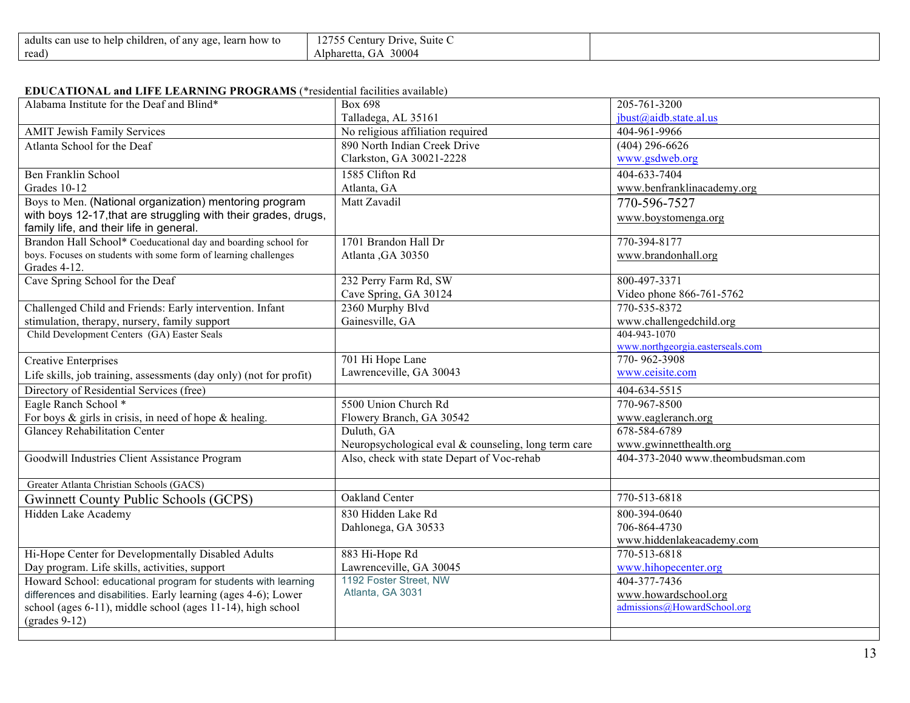| adults can use to help children, of any age, learn how to read) | 12755 Century Drive, Suite C<br>Alpharetta, GA 30004 | |
|---|---|---|

**EDUCATIONAL and LIFE LEARNING PROGRAMS** (*residential facilities available)

| | | |
|---|---|---|
| Alabama Institute for the Deaf and Blind* | Box 698<br>Talladega, AL 35161 | 205-761-3200<br>jbust@aidb.state.al.us |
| AMIT Jewish Family Services | No religious affiliation required | 404-961-9966 |
| Atlanta School for the Deaf | 890 North Indian Creek Drive<br>Clarkston, GA 30021-2228 | (404) 296-6626<br>www.gsdweb.org |
| Ben Franklin School<br>Grades 10-12 | 1585 Clifton Rd<br>Atlanta, GA | 404-633-7404<br>www.benfranklinacademy.org |
| Boys to Men. (National organization) mentoring program with boys 12-17,that are struggling with their grades, drugs, family life, and their life in general. | Matt Zavadil | 770-596-7527<br>www.boystomenga.org |
| Brandon Hall School* Coeducational day and boarding school for boys. Focuses on students with some form of learning challenges Grades 4-12. | 1701 Brandon Hall Dr<br>Atlanta ,GA 30350 | 770-394-8177<br>www.brandonhall.org |
| Cave Spring School for the Deaf | 232 Perry Farm Rd, SW<br>Cave Spring, GA 30124 | 800-497-3371<br>Video phone 866-761-5762 |
| Challenged Child and Friends: Early intervention. Infant stimulation, therapy, nursery, family support | 2360 Murphy Blvd<br>Gainesville, GA | 770-535-8372<br>www.challengedchild.org |
| Child Development Centers (GA) Easter Seals | | 404-943-1070<br>www.northgeorgia.easterseals.com |
| Creative Enterprises<br>Life skills, job training, assessments (day only) (not for profit) | 701 Hi Hope Lane<br>Lawrenceville, GA 30043 | 770- 962-3908<br>www.ceisite.com |
| Directory of Residential Services (free) | | 404-634-5515 |
| Eagle Ranch School *<br>For boys & girls in crisis, in need of hope & healing. | 5500 Union Church Rd<br>Flowery Branch, GA 30542 | 770-967-8500<br>www.eagleranch.org |
| Glancey Rehabilitation Center | Duluth, GA<br>Neuropsychological eval & counseling, long term care | 678-584-6789<br>www.gwinnetthealth.org |
| Goodwill Industries Client Assistance Program | Also, check with state Depart of Voc-rehab | 404-373-2040 www.theombudsman.com |
| Greater Atlanta Christian Schools (GACS) | | |
| Gwinnett County Public Schools (GCPS) | Oakland Center | 770-513-6818 |
| Hidden Lake Academy | 830 Hidden Lake Rd<br>Dahlonega, GA 30533 | 800-394-0640<br>706-864-4730<br>www.hiddenlakeacademy.com |
| Hi-Hope Center for Developmentally Disabled Adults<br>Day program. Life skills, activities, support | 883 Hi-Hope Rd<br>Lawrenceville, GA 30045 | 770-513-6818<br>www.hihopecenter.org |
| Howard School: educational program for students with learning differences and disabilities. Early learning (ages 4-6); Lower school (ages 6-11), middle school (ages 11-14), high school (grades 9-12) | 1192 Foster Street, NW<br>Atlanta, GA 3031 | 404-377-7436<br>www.howardschool.org<br>admissions@HowardSchool.org |
| | | |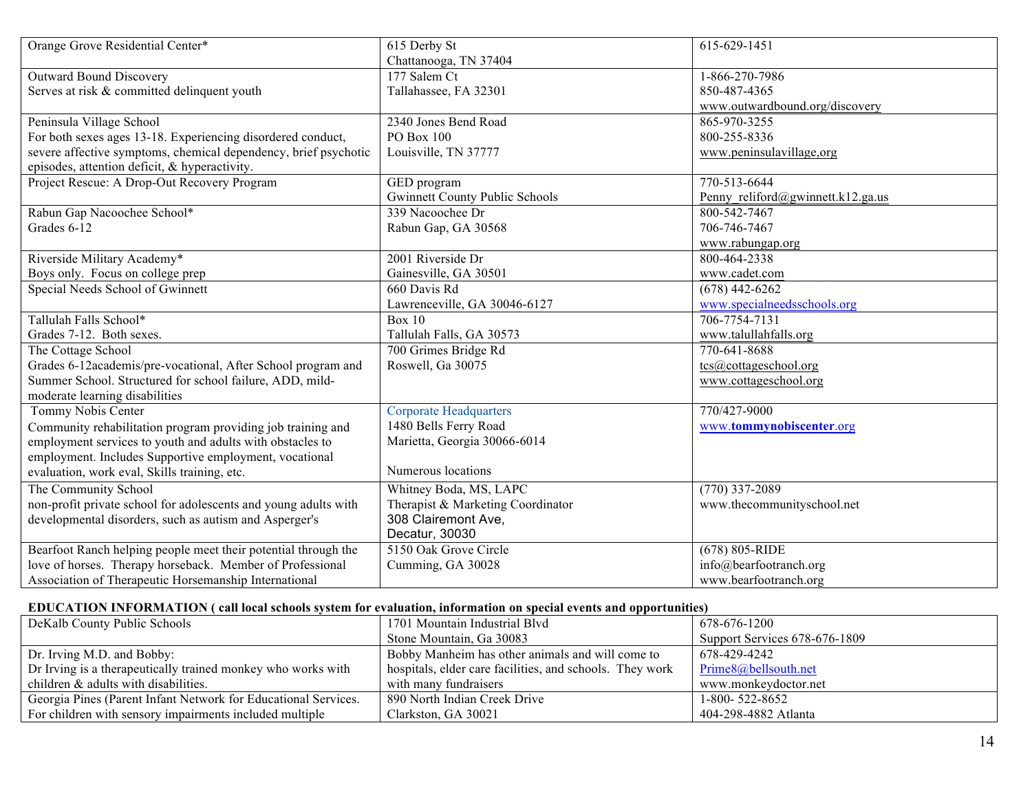| | | |
|---|---|---|
| Orange Grove Residential Center* | 615 Derby St<br>Chattanooga, TN 37404 | 615-629-1451 |
| Outward Bound Discovery<br>Serves at risk & committed delinquent youth | 177 Salem Ct<br>Tallahassee, FA 32301 | 1-866-270-7986<br>850-487-4365<br>www.outwardbound.org/discovery |
| Peninsula Village School<br>For both sexes ages 13-18. Experiencing disordered conduct, severe affective symptoms, chemical dependency, brief psychotic episodes, attention deficit, & hyperactivity. | 2340 Jones Bend Road<br>PO Box 100<br>Louisville, TN 37777 | 865-970-3255<br>800-255-8336<br>www.peninsulavillage,org |
| Project Rescue: A Drop-Out Recovery Program | GED program<br>Gwinnett County Public Schools | 770-513-6644<br>Penny_reliford@gwinnett.k12.ga.us |
| Rabun Gap Nacoochee School*<br>Grades 6-12 | 339 Nacoochee Dr<br>Rabun Gap, GA 30568 | 800-542-7467<br>706-746-7467<br>www.rabungap.org |
| Riverside Military Academy*<br>Boys only. Focus on college prep | 2001 Riverside Dr<br>Gainesville, GA 30501 | 800-464-2338<br>www.cadet.com |
| Special Needs School of Gwinnett | 660 Davis Rd<br>Lawrenceville, GA 30046-6127 | (678) 442-6262<br>www.specialneedsschools.org |
| Tallulah Falls School*<br>Grades 7-12. Both sexes. | Box 10<br>Tallulah Falls, GA 30573 | 706-7754-7131<br>www.talullahfalls.org |
| The Cottage School<br>Grades 6-12academis/pre-vocational, After School program and Summer School. Structured for school failure, ADD, mild-moderate learning disabilities | 700 Grimes Bridge Rd<br>Roswell, Ga 30075 | 770-641-8688<br>tcs@cottageschool.org<br>www.cottageschool.org |
| Tommy Nobis Center<br>Community rehabilitation program providing job training and employment services to youth and adults with obstacles to employment. Includes Supportive employment, vocational evaluation, work eval, Skills training, etc. | Corporate Headquarters<br>1480 Bells Ferry Road<br>Marietta, Georgia 30066-6014<br><br>Numerous locations | 770/427-9000<br>www.**tommynobiscenter**.org |
| The Community School<br>non-profit private school for adolescents and young adults with developmental disorders, such as autism and Asperger's | Whitney Boda, MS, LAPC<br>Therapist & Marketing Coordinator<br>308 Clairemont Ave,<br>Decatur, 30030 | (770) 337-2089<br>www.thecommunityschool.net |
| Bearfoot Ranch helping people meet their potential through the love of horses. Therapy horseback. Member of Professional Association of Therapeutic Horsemanship International | 5150 Oak Grove Circle<br>Cumming, GA 30028 | (678) 805-RIDE<br>info@bearfootranch.org<br>www.bearfootranch.org |

**EDUCATION INFORMATION ( call local schools system for evaluation, information on special events and opportunities)**

| | | |
|---|---|---|
| DeKalb County Public Schools | 1701 Mountain Industrial Blvd<br>Stone Mountain, Ga 30083 | 678-676-1200<br>Support Services 678-676-1809 |
| Dr. Irving M.D. and Bobby:<br>Dr Irving is a therapeutically trained monkey who works with children & adults with disabilities. | Bobby Manheim has other animals and will come to hospitals, elder care facilities, and schools. They work with many fundraisers | 678-429-4242<br>Prime8@bellsouth.net<br>www.monkeydoctor.net |
| Georgia Pines (Parent Infant Network for Educational Services.<br>For children with sensory impairments included multiple | 890 North Indian Creek Drive<br>Clarkston, GA 30021 | 1-800- 522-8652<br>404-298-4882 Atlanta |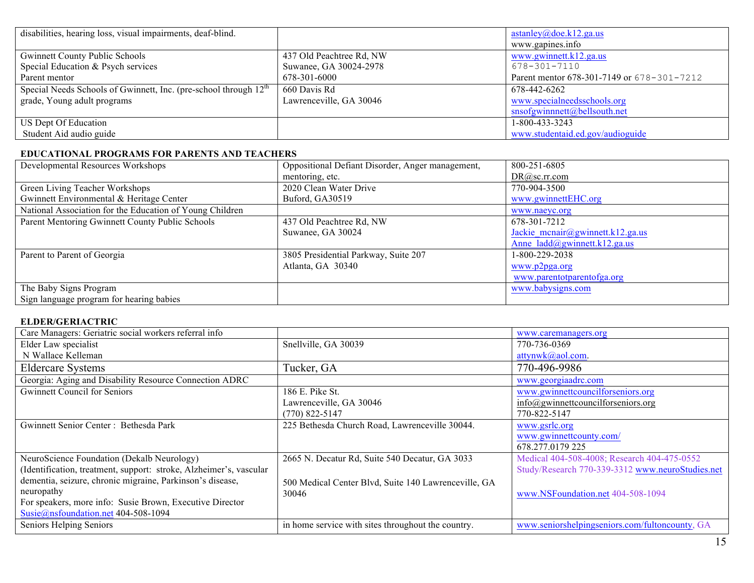| | | |
|---|---|---|
| disabilities, hearing loss, visual impairments, deaf-blind. | | astanley@doe.k12.ga.us<br>www.gapines.info |
| Gwinnett County Public Schools<br>Special Education & Psych services<br>Parent mentor | 437 Old Peachtree Rd, NW<br>Suwanee, GA 30024-2978<br>678-301-6000 | www.gwinnett.k12.ga.us<br>678-301-7110<br>Parent mentor 678-301-7149 or 678-301-7212 |
| Special Needs Schools of Gwinnett, Inc. (pre-school through 12th grade, Young adult programs | 660 Davis Rd<br>Lawrenceville, GA 30046 | 678-442-6262<br>www.specialneedsschools.org<br>snsofgwinnnett@bellsouth.net |
| US Dept Of Education<br>Student Aid audio guide | | 1-800-433-3243<br>www.studentaid.ed.gov/audioguide |

**EDUCATIONAL PROGRAMS FOR PARENTS AND TEACHERS**

| | | |
|---|---|---|
| Developmental Resources Workshops | Oppositional Defiant Disorder, Anger management, mentoring, etc. | 800-251-6805<br>DR@sc.rr.com |
| Green Living Teacher Workshops<br>Gwinnett Environmental & Heritage Center | 2020 Clean Water Drive<br>Buford, GA30519 | 770-904-3500<br>www.gwinnettEHC.org |
| National Association for the Education of Young Children | | www.naeyc.org |
| Parent Mentoring Gwinnett County Public Schools | 437 Old Peachtree Rd, NW<br>Suwanee, GA 30024 | 678-301-7212<br>Jackie_mcnair@gwinnett.k12.ga.us<br>Anne_ladd@gwinnett.k12.ga.us |
| Parent to Parent of Georgia | 3805 Presidential Parkway, Suite 207<br>Atlanta, GA 30340 | 1-800-229-2038<br>www.p2pga.org<br>www.parentotparentofga.org |
| The Baby Signs Program<br>Sign language program for hearing babies | | www.babysigns.com |

**ELDER/GERIACTRIC**

| | | |
|---|---|---|
| Care Managers: Geriatric social workers referral info | | www.caremanagers.org |
| Elder Law specialist<br>N Wallace Kelleman | Snellville, GA 30039 | 770-736-0369<br>attynwk@aol.com. |
| Eldercare Systems | Tucker, GA | 770-496-9986 |
| Georgia: Aging and Disability Resource Connection ADRC | | www.georgiaadrc.com |
| Gwinnett Council for Seniors | 186 E. Pike St.<br>Lawrenceville, GA 30046<br>(770) 822-5147 | www.gwinnettcouncilforseniors.org<br>info@gwinnettcouncilforseniors.org<br>770-822-5147 |
| Gwinnett Senior Center : Bethesda Park | 225 Bethesda Church Road, Lawrenceville 30044. | www.gsrlc.org<br>www.gwinnettcounty.com/<br>678.277.0179 225 |
| NeuroScience Foundation (Dekalb Neurology)<br>(Identification, treatment, support: stroke, Alzheimer's, vascular dementia, seizure, chronic migraine, Parkinson's disease, neuropathy<br>For speakers, more info: Susie Brown, Executive Director Susie@nsfoundation.net 404-508-1094 | 2665 N. Decatur Rd, Suite 540 Decatur, GA 3033<br><br>500 Medical Center Blvd, Suite 140 Lawrenceville, GA 30046 | Medical 404-508-4008; Research 404-475-0552<br>Study/Research 770-339-3312 www.neuroStudies.net<br><br>www.NSFoundation.net 404-508-1094 |
| Seniors Helping Seniors | in home service with sites throughout the country. | www.seniorshelpingseniors.com/fultoncounty, GA |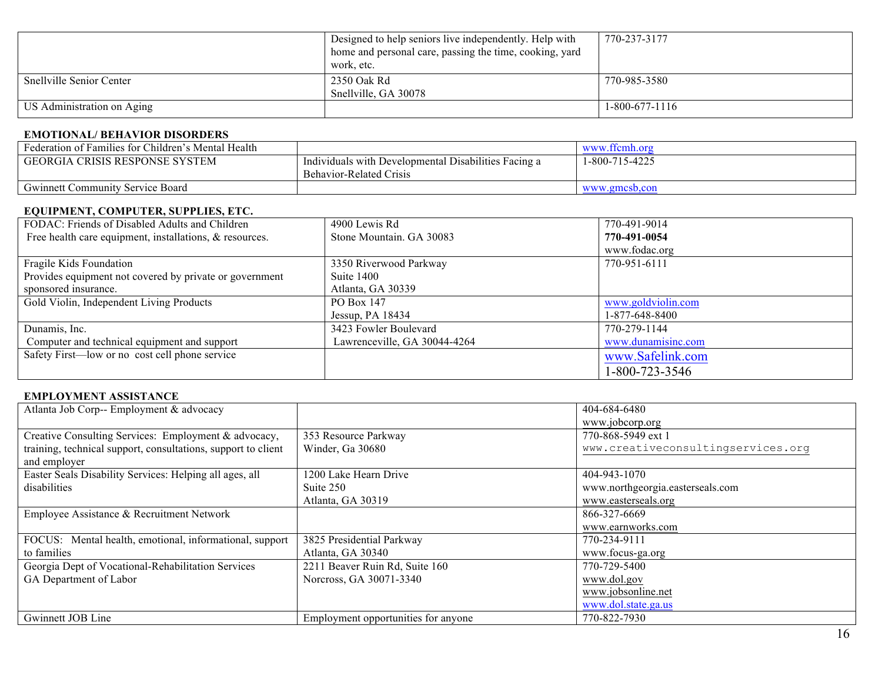| | | |
|---|---|---|
| | Designed to help seniors live independently. Help with home and personal care, passing the time, cooking, yard work, etc. | 770-237-3177 |
| Snellville Senior Center | 2350 Oak Rd<br>Snellville, GA 30078 | 770-985-3580 |
| US Administration on Aging | | 1-800-677-1116 |

**EMOTIONAL/ BEHAVIOR DISORDERS**

| | | |
|---|---|---|
| Federation of Families for Children's Mental Health | | www.ffcmh.org |
| GEORGIA CRISIS RESPONSE SYSTEM | Individuals with Developmental Disabilities Facing a Behavior-Related Crisis | 1-800-715-4225 |
| Gwinnett Community Service Board | | www.gmcsb,con |

**EQUIPMENT, COMPUTER, SUPPLIES, ETC.**

| | | |
|---|---|---|
| FODAC: Friends of Disabled Adults and Children<br>Free health care equipment, installations, & resources. | 4900 Lewis Rd<br>Stone Mountain. GA 30083 | 770-491-9014<br>**770-491-0054**<br>www.fodac.org |
| Fragile Kids Foundation<br>Provides equipment not covered by private or government sponsored insurance. | 3350 Riverwood Parkway<br>Suite 1400<br>Atlanta, GA 30339 | 770-951-6111 |
| Gold Violin, Independent Living Products | PO Box 147<br>Jessup, PA 18434 | www.goldviolin.com<br>1-877-648-8400 |
| Dunamis, Inc.<br>Computer and technical equipment and support | 3423 Fowler Boulevard<br>Lawrenceville, GA 30044-4264 | 770-279-1144<br>www.dunamisinc.com |
| Safety First—low or no cost cell phone service | | www.Safelink.com<br>1-800-723-3546 |

**EMPLOYMENT ASSISTANCE**

| | | |
|---|---|---|
| Atlanta Job Corp-- Employment & advocacy | | 404-684-6480<br>www.jobcorp.org |
| Creative Consulting Services: Employment & advocacy, training, technical support, consultations, support to client and employer | 353 Resource Parkway<br>Winder, Ga 30680 | 770-868-5949 ext 1<br>www.creativeconsultingservices.org |
| Easter Seals Disability Services: Helping all ages, all disabilities | 1200 Lake Hearn Drive<br>Suite 250<br>Atlanta, GA 30319 | 404-943-1070<br>www.northgeorgia.easterseals.com<br>www.easterseals.org |
| Employee Assistance & Recruitment Network | | 866-327-6669<br>www.earnworks.com |
| FOCUS: Mental health, emotional, informational, support to families | 3825 Presidential Parkway<br>Atlanta, GA 30340 | 770-234-9111<br>www.focus-ga.org |
| Georgia Dept of Vocational-Rehabilitation Services<br>GA Department of Labor | 2211 Beaver Ruin Rd, Suite 160<br>Norcross, GA 30071-3340 | 770-729-5400<br>www.dol.gov<br>www.jobsonline.net<br>www.dol.state.ga.us |
| Gwinnett JOB Line | Employment opportunities for anyone | 770-822-7930 |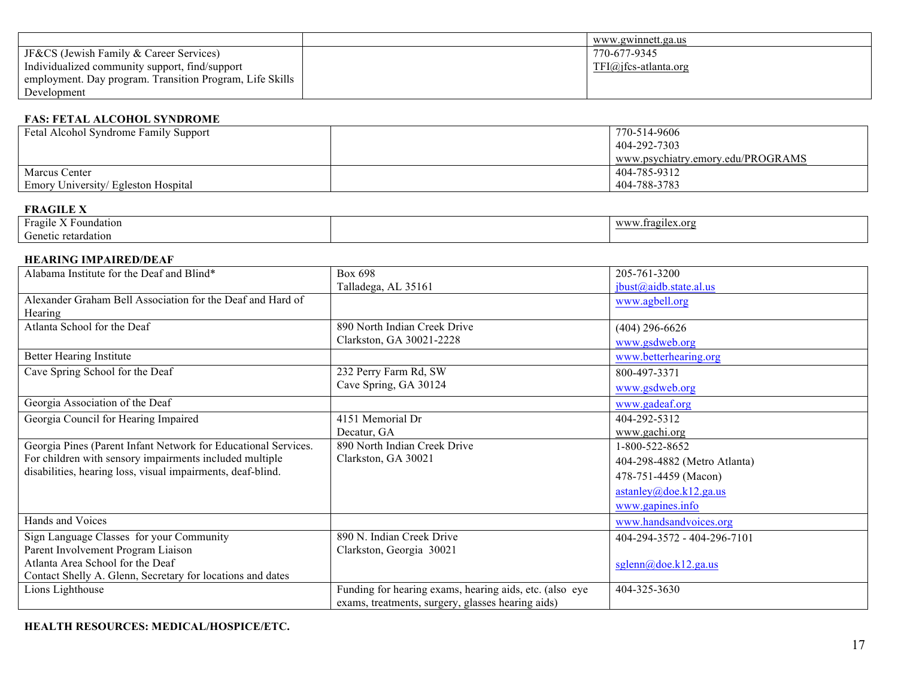| | | |
|---|---|---|
| | | www.gwinnett.ga.us |
| JF&CS (Jewish Family & Career Services) Individualized community support, find/support employment. Day program. Transition Program, Life Skills Development | | 770-677-9345 TFI@jfcs-atlanta.org |

**FAS: FETAL ALCOHOL SYNDROME**

| | | |
|---|---|---|
| Fetal Alcohol Syndrome Family Support | | 770-514-9606<br>404-292-7303<br>www.psychiatry.emory.edu/PROGRAMS |
| Marcus Center<br>Emory University/ Egleston Hospital | | 404-785-9312<br>404-788-3783 |

**FRAGILE X**

| | | |
|---|---|---|
| Fragile X Foundation<br>Genetic retardation | | www.fragilex.org |

**HEARING IMPAIRED/DEAF**

| | | |
|---|---|---|
| Alabama Institute for the Deaf and Blind* | Box 698<br>Talladega, AL 35161 | 205-761-3200<br>jbust@aidb.state.al.us |
| Alexander Graham Bell Association for the Deaf and Hard of Hearing | | www.agbell.org |
| Atlanta School for the Deaf | 890 North Indian Creek Drive<br>Clarkston, GA 30021-2228 | (404) 296-6626<br>www.gsdweb.org |
| Better Hearing Institute | | www.betterhearing.org |
| Cave Spring School for the Deaf | 232 Perry Farm Rd, SW<br>Cave Spring, GA 30124 | 800-497-3371<br>www.gsdweb.org |
| Georgia Association of the Deaf | | www.gadeaf.org |
| Georgia Council for Hearing Impaired | 4151 Memorial Dr<br>Decatur, GA | 404-292-5312<br>www.gachi.org |
| Georgia Pines (Parent Infant Network for Educational Services. For children with sensory impairments included multiple disabilities, hearing loss, visual impairments, deaf-blind. | 890 North Indian Creek Drive<br>Clarkston, GA 30021 | 1-800-522-8652<br>404-298-4882 (Metro Atlanta)<br>478-751-4459 (Macon)<br>astanley@doe.k12.ga.us<br>www.gapines.info |
| Hands and Voices | | www.handsandvoices.org |
| Sign Language Classes for your Community<br>Parent Involvement Program Liaison<br>Atlanta Area School for the Deaf<br>Contact Shelly A. Glenn, Secretary for locations and dates | 890 N. Indian Creek Drive<br>Clarkston, Georgia 30021 | 404-294-3572 - 404-296-7101<br><br>sglenn@doe.k12.ga.us |
| Lions Lighthouse | Funding for hearing exams, hearing aids, etc. (also eye exams, treatments, surgery, glasses hearing aids) | 404-325-3630 |

**HEALTH RESOURCES: MEDICAL/HOSPICE/ETC.**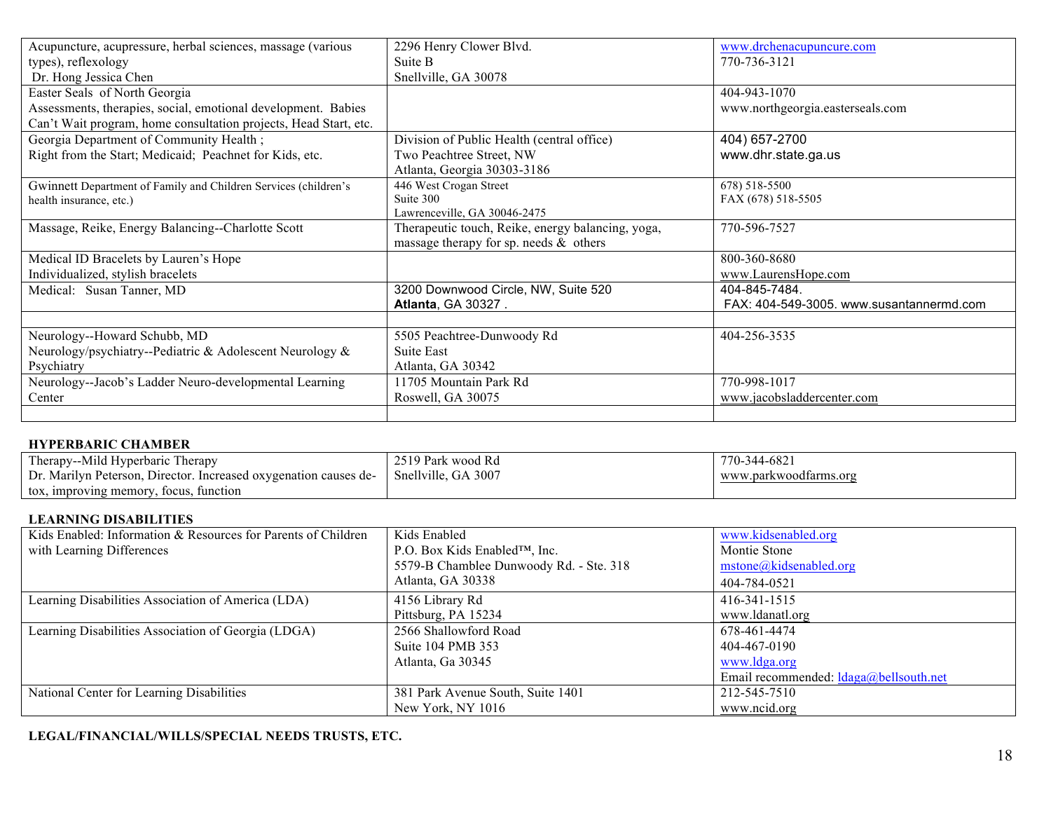| | | |
|---|---|---|
| Acupuncture, acupressure, herbal sciences, massage (various types), reflexology<br>Dr. Hong Jessica Chen | 2296 Henry Clower Blvd.<br>Suite B<br>Snellville, GA 30078 | www.drchenacupuncure.com<br>770-736-3121 |
| Easter Seals of North Georgia<br>Assessments, therapies, social, emotional development. Babies Can't Wait program, home consultation projects, Head Start, etc. | | 404-943-1070<br>www.northgeorgia.easterseals.com |
| Georgia Department of Community Health ;<br>Right from the Start; Medicaid; Peachnet for Kids, etc. | Division of Public Health (central office)<br>Two Peachtree Street, NW<br>Atlanta, Georgia 30303-3186 | 404) 657-2700<br>www.dhr.state.ga.us |
| Gwinnett Department of Family and Children Services (children's health insurance, etc.) | 446 West Crogan Street<br>Suite 300<br>Lawrenceville, GA 30046-2475 | 678) 518-5500<br>FAX (678) 518-5505 |
| Massage, Reike, Energy Balancing--Charlotte Scott | Therapeutic touch, Reike, energy balancing, yoga, massage therapy for sp. needs & others | 770-596-7527 |
| Medical ID Bracelets by Lauren's Hope<br>Individualized, stylish bracelets | | 800-360-8680<br>www.LaurensHope.com |
| Medical: Susan Tanner, MD | 3200 Downwood Circle, NW, Suite 520<br>**Atlanta**, GA 30327 . | 404-845-7484.<br>FAX: 404-549-3005. www.susantannermd.com |
| | | |
| Neurology--Howard Schubb, MD<br>Neurology/psychiatry--Pediatric & Adolescent Neurology & Psychiatry | 5505 Peachtree-Dunwoody Rd<br>Suite East<br>Atlanta, GA 30342 | 404-256-3535 |
| Neurology--Jacob's Ladder Neuro-developmental Learning Center | 11705 Mountain Park Rd<br>Roswell, GA 30075 | 770-998-1017<br>www.jacobsladdercenter.com |
| | | |

**HYPERBARIC CHAMBER**

| | | |
|---|---|---|
| Therapy--Mild Hyperbaric Therapy<br>Dr. Marilyn Peterson, Director. Increased oxygenation causes de-tox, improving memory, focus, function | 2519 Park wood Rd<br>Snellville, GA 3007 | 770-344-6821<br>www.parkwoodfarms.org |

**LEARNING DISABILITIES**

| | | |
|---|---|---|
| Kids Enabled: Information & Resources for Parents of Children with Learning Differences | Kids Enabled<br>P.O. Box Kids Enabled™, Inc.<br>5579-B Chamblee Dunwoody Rd. - Ste. 318<br>Atlanta, GA 30338 | www.kidsenabled.org<br>Montie Stone<br>mstone@kidsenabled.org<br>404-784-0521 |
| Learning Disabilities Association of America (LDA) | 4156 Library Rd<br>Pittsburg, PA 15234 | 416-341-1515<br>www.ldanatl.org |
| Learning Disabilities Association of Georgia (LDGA) | 2566 Shallowford Road<br>Suite 104 PMB 353<br>Atlanta, Ga 30345 | 678-461-4474<br>404-467-0190<br>www.ldga.org<br>Email recommended: ldaga@bellsouth.net |
| National Center for Learning Disabilities | 381 Park Avenue South, Suite 1401<br>New York, NY 1016 | 212-545-7510<br>www.ncid.org |

**LEGAL/FINANCIAL/WILLS/SPECIAL NEEDS TRUSTS, ETC.**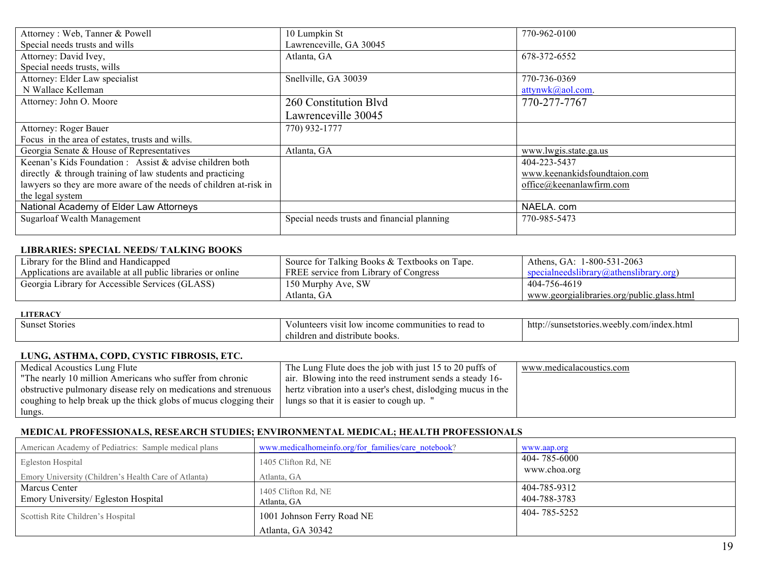| | | |
|---|---|---|
| Attorney : Web, Tanner & Powell<br>Special needs trusts and wills | 10 Lumpkin St<br>Lawrenceville, GA 30045 | 770-962-0100 |
| Attorney: David Ivey,<br>Special needs trusts, wills | Atlanta, GA | 678-372-6552 |
| Attorney: Elder Law specialist<br>N Wallace Kelleman | Snellville, GA 30039 | 770-736-0369<br>attynwk@aol.com. |
| Attorney: John O. Moore | 260 Constitution Blvd<br>Lawrenceville 30045 | 770-277-7767 |
| Attorney: Roger Bauer<br>Focus in the area of estates, trusts and wills. | 770) 932-1777 | |
| Georgia Senate & House of Representatives | Atlanta, GA | www.lwgis.state.ga.us |
| Keenan's Kids Foundation : Assist & advise children both directly & through training of law students and practicing lawyers so they are more aware of the needs of children at-risk in the legal system | | 404-223-5437<br>www.keenankidsfoundtaion.com<br>office@keenanlawfirm.com |
| National Academy of Elder Law Attorneys | | NAELA. com |
| Sugarloaf Wealth Management | Special needs trusts and financial planning | 770-985-5473 |

**LIBRARIES: SPECIAL NEEDS/ TALKING BOOKS**

| | | |
|---|---|---|
| Library for the Blind and Handicapped<br>Applications are available at all public libraries or online | Source for Talking Books & Textbooks on Tape.<br>FREE service from Library of Congress | Athens, GA: 1-800-531-2063<br>specialneedslibrary@athenslibrary.org) |
| Georgia Library for Accessible Services (GLASS) | 150 Murphy Ave, SW<br>Atlanta, GA | 404-756-4619<br>www.georgialibraries.org/public.glass.html |

**LITERACY**

| | | |
|---|---|---|
| Sunset Stories | Volunteers visit low income communities to read to children and distribute books. | http://sunsetstories.weebly.com/index.html |

**LUNG, ASTHMA, COPD, CYSTIC FIBROSIS, ETC.**

| | | |
|---|---|---|
| Medical Acoustics Lung Flute<br>"The nearly 10 million Americans who suffer from chronic obstructive pulmonary disease rely on medications and strenuous coughing to help break up the thick globs of mucus clogging their lungs. | The Lung Flute does the job with just 15 to 20 puffs of air. Blowing into the reed instrument sends a steady 16-hertz vibration into a user's chest, dislodging mucus in the lungs so that it is easier to cough up. " | www.medicalacoustics.com |

**MEDICAL PROFESSIONALS, RESEARCH STUDIES; ENVIRONMENTAL MEDICAL; HEALTH PROFESSIONALS**

| | | |
|---|---|---|
| American Academy of Pediatrics: Sample medical plans | www.medicalhomeinfo.org/for_families/care_notebook? | www.aap.org |
| Egleston Hospital<br>Emory University (Children's Health Care of Atlanta) | 1405 Clifton Rd, NE<br>Atlanta, GA | 404- 785-6000<br>www.choa.org |
| Marcus Center<br>Emory University/ Egleston Hospital | 1405 Clifton Rd, NE<br>Atlanta, GA | 404-785-9312<br>404-788-3783 |
| Scottish Rite Children's Hospital | 1001 Johnson Ferry Road NE<br>Atlanta, GA 30342 | 404- 785-5252 |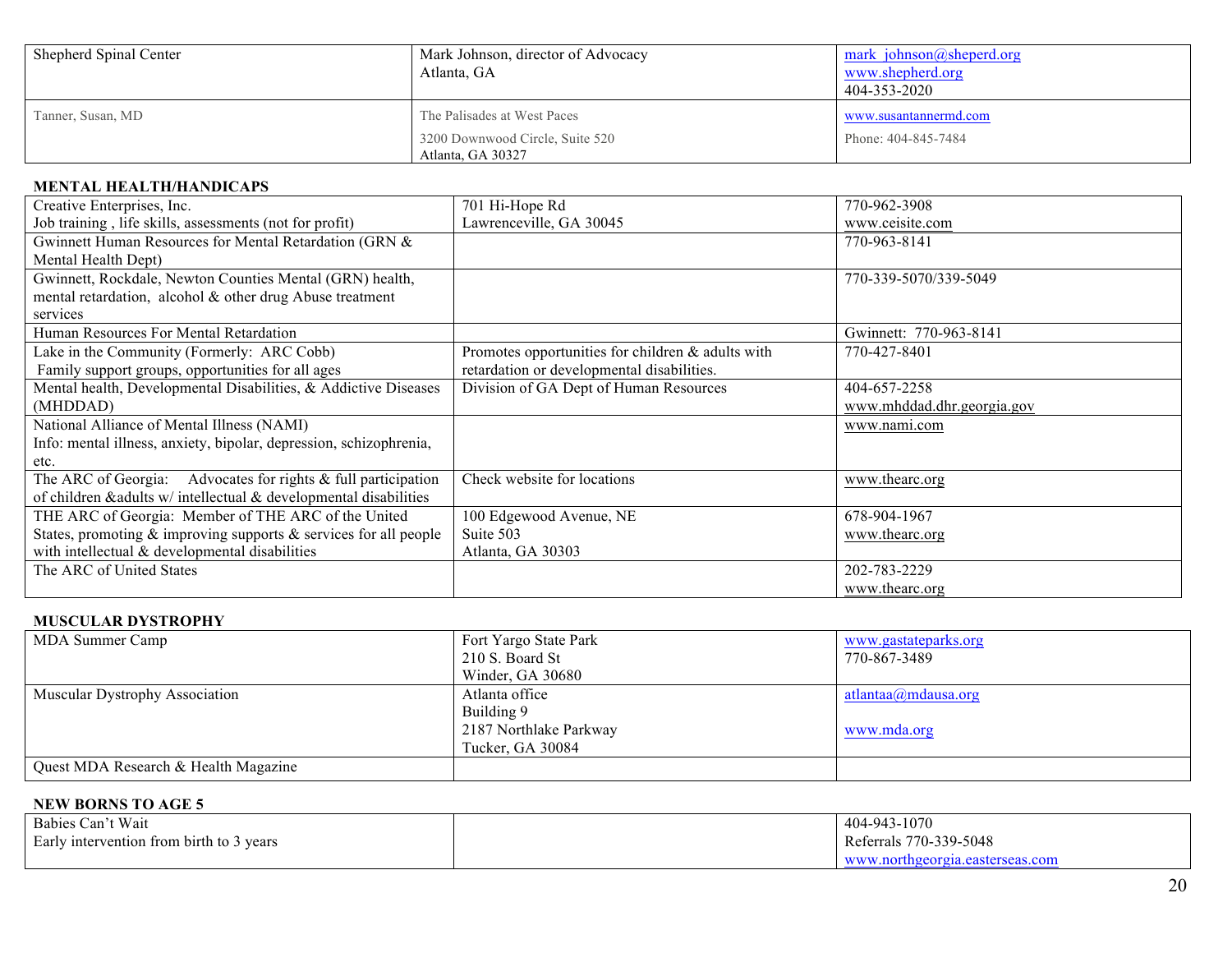| | | |
|---|---|---|
| Shepherd Spinal Center | Mark Johnson, director of Advocacy<br>Atlanta, GA | mark_johnson@sheperd.org<br>www.shepherd.org<br>404-353-2020 |
| Tanner, Susan, MD | The Palisades at West Paces<br>3200 Downwood Circle, Suite 520<br>Atlanta, GA 30327 | www.susantannermd.com<br>Phone: 404-845-7484 |

**MENTAL HEALTH/HANDICAPS**

| | | |
|---|---|---|
| Creative Enterprises, Inc.<br>Job training , life skills, assessments (not for profit) | 701 Hi-Hope Rd<br>Lawrenceville, GA 30045 | 770-962-3908<br>www.ceisite.com |
| Gwinnett Human Resources for Mental Retardation (GRN & Mental Health Dept) | | 770-963-8141 |
| Gwinnett, Rockdale, Newton Counties Mental (GRN) health, mental retardation, alcohol & other drug Abuse treatment services | | 770-339-5070/339-5049 |
| Human Resources For Mental Retardation | | Gwinnett: 770-963-8141 |
| Lake in the Community (Formerly: ARC Cobb)<br>Family support groups, opportunities for all ages | Promotes opportunities for children & adults with retardation or developmental disabilities. | 770-427-8401 |
| Mental health, Developmental Disabilities, & Addictive Diseases (MHDDAD) | Division of GA Dept of Human Resources | 404-657-2258<br>www.mhddad.dhr.georgia.gov |
| National Alliance of Mental Illness (NAMI)<br>Info: mental illness, anxiety, bipolar, depression, schizophrenia, etc. | | www.nami.com |
| The ARC of Georgia: Advocates for rights & full participation of children &adults w/ intellectual & developmental disabilities | Check website for locations | www.thearc.org |
| THE ARC of Georgia: Member of THE ARC of the United States, promoting & improving supports & services for all people with intellectual & developmental disabilities | 100 Edgewood Avenue, NE<br>Suite 503<br>Atlanta, GA 30303 | 678-904-1967<br>www.thearc.org |
| The ARC of United States | | 202-783-2229<br>www.thearc.org |

**MUSCULAR DYSTROPHY**

| | | |
|---|---|---|
| MDA Summer Camp | Fort Yargo State Park<br>210 S. Board St<br>Winder, GA 30680 | www.gastateparks.org<br>770-867-3489 |
| Muscular Dystrophy Association | Atlanta office<br>Building 9<br>2187 Northlake Parkway<br>Tucker, GA 30084 | atlantaa@mdausa.org<br><br>www.mda.org |
| Quest MDA Research & Health Magazine | | |

**NEW BORNS TO AGE 5**

| | | |
|---|---|---|
| Babies Can't Wait<br>Early intervention from birth to 3 years | | 404-943-1070<br>Referrals 770-339-5048<br>www.northgeorgia.easterseas.com |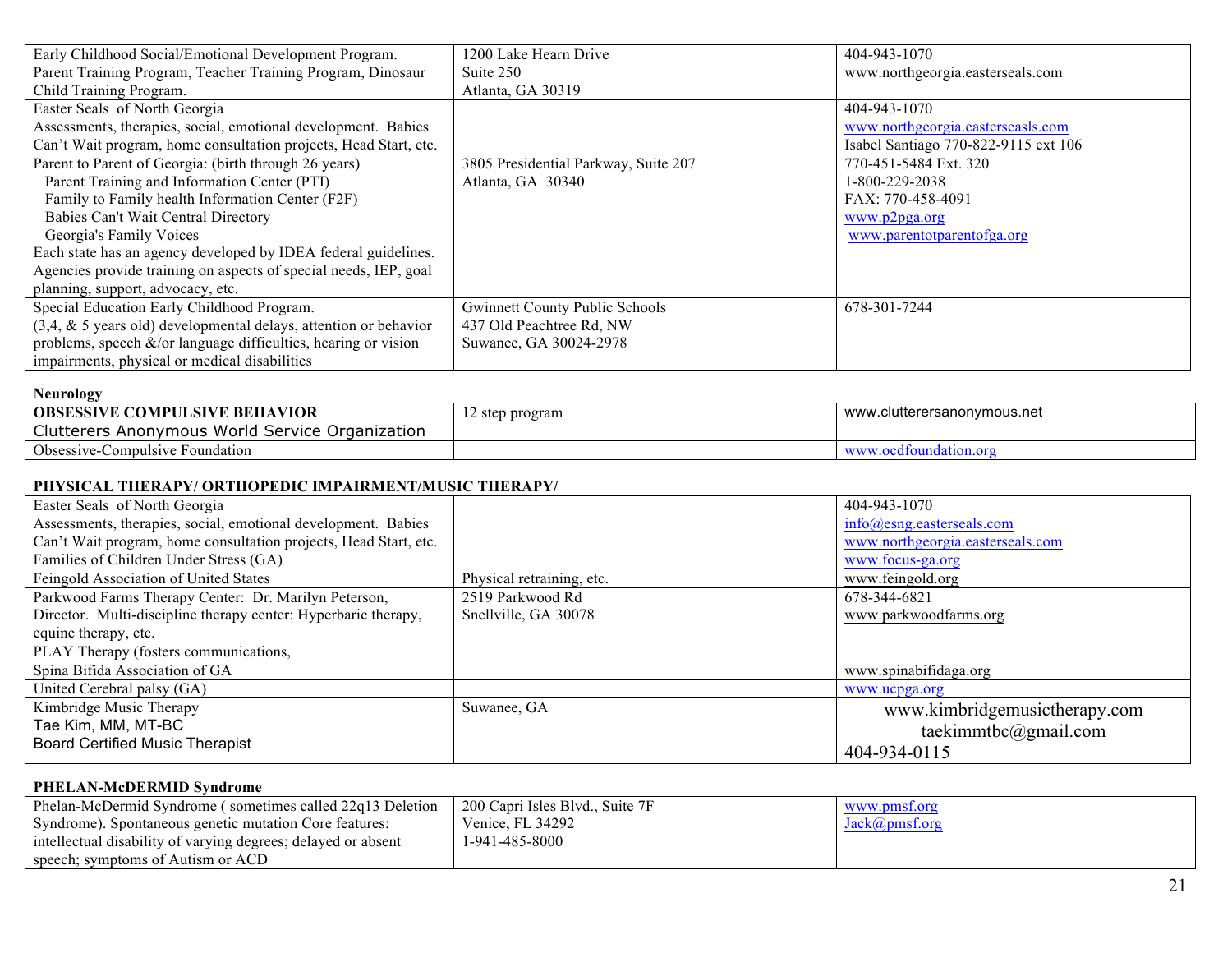| | | |
|---|---|---|
| Early Childhood Social/Emotional Development Program. Parent Training Program, Teacher Training Program, Dinosaur Child Training Program. | 1200 Lake Hearn Drive<br>Suite 250<br>Atlanta, GA 30319 | 404-943-1070<br>www.northgeorgia.easterseals.com |
| Easter Seals of North Georgia<br>Assessments, therapies, social, emotional development. Babies Can't Wait program, home consultation projects, Head Start, etc. | | 404-943-1070<br>www.northgeorgia.easterseasls.com<br>Isabel Santiago 770-822-9115 ext 106 |
| Parent to Parent of Georgia: (birth through 26 years)<br>Parent Training and Information Center (PTI)<br>Family to Family health Information Center (F2F)<br>Babies Can't Wait Central Directory<br>Georgia's Family Voices<br>Each state has an agency developed by IDEA federal guidelines. Agencies provide training on aspects of special needs, IEP, goal planning, support, advocacy, etc. | 3805 Presidential Parkway, Suite 207<br>Atlanta, GA 30340 | 770-451-5484 Ext. 320<br>1-800-229-2038<br>FAX: 770-458-4091<br>www.p2pga.org<br>www.parentotparentofga.org |
| Special Education Early Childhood Program.<br>(3,4, & 5 years old) developmental delays, attention or behavior problems, speech &/or language difficulties, hearing or vision impairments, physical or medical disabilities | Gwinnett County Public Schools<br>437 Old Peachtree Rd, NW<br>Suwanee, GA 30024-2978 | 678-301-7244 |

**Neurology**

| | | |
|---|---|---|
| **OBSESSIVE COMPULSIVE BEHAVIOR**<br>Clutterers Anonymous World Service Organization | 12 step program | www.clutterersanonymous.net |
| Obsessive-Compulsive Foundation | | www.ocdfoundation.org |

**PHYSICAL THERAPY/ ORTHOPEDIC IMPAIRMENT/MUSIC THERAPY/**

| | | |
|---|---|---|
| Easter Seals of North Georgia<br>Assessments, therapies, social, emotional development. Babies Can't Wait program, home consultation projects, Head Start, etc. | | 404-943-1070<br>info@esng.easterseals.com<br>www.northgeorgia.easterseals.com |
| Feingolds of Children Under Stress (GA) | | www.focus-ga.org |
| Feingold Association of United States | Physical retraining, etc. | www.feingold.org |
| Parkwood Farms Therapy Center: Dr. Marilyn Peterson, Director. Multi-discipline therapy center: Hyperbaric therapy, equine therapy, etc. | 2519 Parkwood Rd<br>Snellville, GA 30078 | 678-344-6821<br>www.parkwoodfarms.org |
| PLAY Therapy (fosters communications, | | |
| Spina Bifida Association of GA | | www.spinabifidaga.org |
| United Cerebral palsy (GA) | | www.ucpga.org |
| Kimbridge Music Therapy<br>Tae Kim, MM, MT-BC<br>Board Certified Music Therapist | Suwanee, GA | www.kimbridgemusictherapy.com<br>taekimmtbc@gmail.com<br>404-934-0115 |

**PHELAN-McDERMID Syndrome**

| | | |
|---|---|---|
| Phelan-McDermid Syndrome ( sometimes called 22q13 Deletion Syndrome). Spontaneous genetic mutation Core features: intellectual disability of varying degrees; delayed or absent speech; symptoms of Autism or ACD | 200 Capri Isles Blvd., Suite 7F<br>Venice, FL 34292<br>1-941-485-8000 | www.pmsf.org<br>Jack@pmsf.org |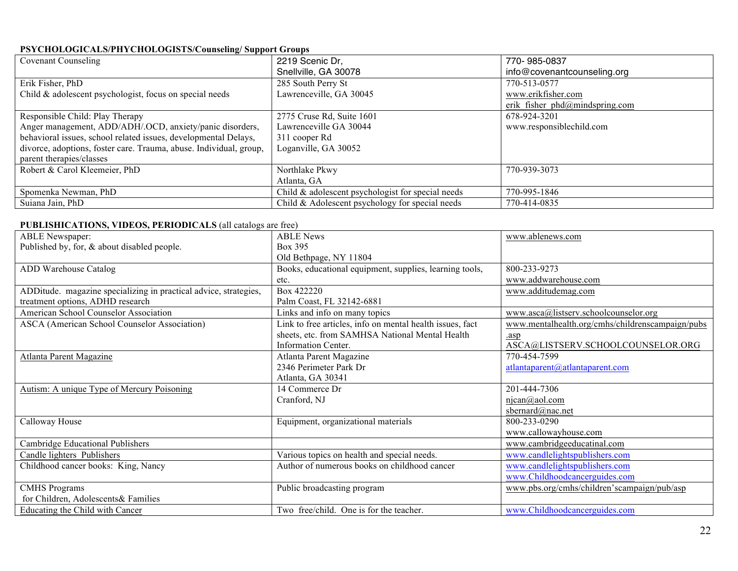**PSYCHOLOGICALS/PHYCHOLOGISTS/Counseling/ Support Groups**

| | | |
|---|---|---|
| Covenant Counseling | 2219 Scenic Dr,<br>Snellville, GA 30078 | 770- 985-0837<br>info@covenantcounseling.org |
| Erik Fisher, PhD<br>Child & adolescent psychologist, focus on special needs | 285 South Perry St<br>Lawrenceville, GA 30045 | 770-513-0577<br>www.erikfisher.com<br>erik_fisher_phd@mindspring.com |
| Responsible Child: Play Therapy<br>Anger management, ADD/ADH/.OCD, anxiety/panic disorders, behavioral issues, school related issues, developmental Delays, divorce, adoptions, foster care. Trauma, abuse. Individual, group, parent therapies/classes | 2775 Cruse Rd, Suite 1601<br>Lawrenceville GA 30044<br>311 cooper Rd<br>Loganville, GA 30052 | 678-924-3201<br>www.responsiblechild.com |
| Robert & Carol Kleemeier, PhD | Northlake Pkwy<br>Atlanta, GA | 770-939-3073 |
| Spomenka Newman, PhD | Child & adolescent psychologist for special needs | 770-995-1846 |
| Suiana Jain, PhD | Child & Adolescent psychology for special needs | 770-414-0835 |

**PUBLISHICATIONS, VIDEOS, PERIODICALS** (all catalogs are free)

| | | |
|---|---|---|
| ABLE Newspaper:<br>Published by, for, & about disabled people. | ABLE News<br>Box 395<br>Old Bethpage, NY 11804 | www.ablenews.com |
| ADD Warehouse Catalog | Books, educational equipment, supplies, learning tools, etc. | 800-233-9273<br>www.addwarehouse.com |
| ADDitude. magazine specializing in practical advice, strategies, treatment options, ADHD research | Box 422220<br>Palm Coast, FL 32142-6881 | www.additudemag.com |
| American School Counselor Association | Links and info on many topics | www.asca@listserv.schoolcounselor.org |
| ASCA (American School Counselor Association) | Link to free articles, info on mental health issues, fact sheets, etc. from SAMHSA National Mental Health Information Center. | www.mentalhealth.org/cmhs/childrenscampaign/pubs.asp<br>ASCA@LISTSERV.SCHOOLCOUNSELOR.ORG |
| Atlanta Parent Magazine | Atlanta Parent Magazine<br>2346 Perimeter Park Dr<br>Atlanta, GA 30341 | 770-454-7599<br>atlantaparent@atlantaparent.com |
| Autism: A unique Type of Mercury Poisoning | 14 Commerce Dr<br>Cranford, NJ | 201-444-7306<br>njcan@aol.com<br>sbernard@nac.net |
| Calloway House | Equipment, organizational materials | 800-233-0290<br>www.callowayhouse.com |
| Cambridge Educational Publishers | | www.cambridgeeducatinal.com |
| Candle lighters Publishers | Various topics on health and special needs. | www.candlelightspublishers.com |
| Childhood cancer books: King, Nancy | Author of numerous books on childhood cancer | www.candlelightspublishers.com<br>www.Childhoodcancerguides.com |
| CMHS Programs<br>for Children, Adolescents& Families | Public broadcasting program | www.pbs.org/cmhs/children'scampaign/pub/asp |
| Educating the Child with Cancer | Two free/child. One is for the teacher. | www.Childhoodcancerguides.com |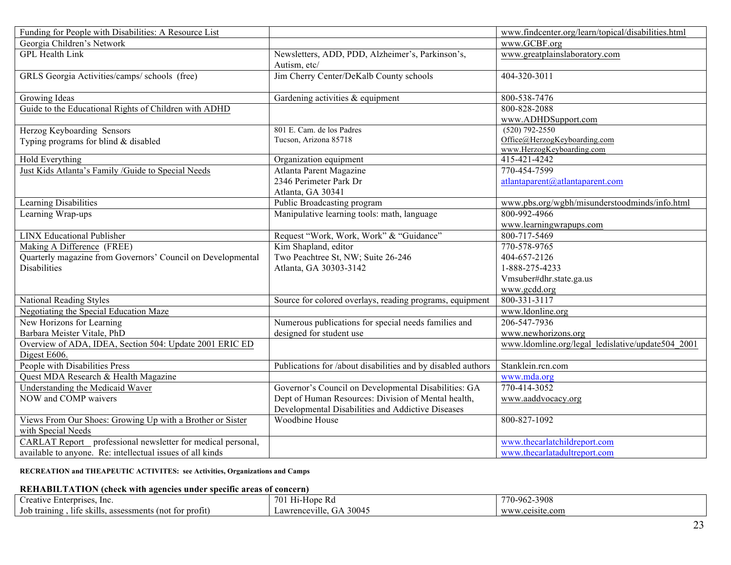| | | |
|---|---|---|
| Funding for People with Disabilities: A Resource List | | www.findcenter.org/learn/topical/disabilities.html |
| Georgia Children's Network | | www.GCBF.org |
| GPL Health Link | Newsletters, ADD, PDD, Alzheimer's, Parkinson's, Autism, etc/ | www.greatplainslaboratory.com |
| GRLS Georgia Activities/camps/ schools (free) | Jim Cherry Center/DeKalb County schools | 404-320-3011 |
| Growing Ideas | Gardening activities & equipment | 800-538-7476 |
| Guide to the Educational Rights of Children with ADHD | | 800-828-2088<br>www.ADHDSupport.com |
| Herzog Keyboarding Sensors<br>Typing programs for blind & disabled | 801 E. Cam. de los Padres<br>Tucson, Arizona 85718 | (520) 792-2550<br>Office@HerzogKeyboarding.com<br>www.HerzogKeyboarding.com |
| Hold Everything | Organization equipment | 415-421-4242 |
| Just Kids Atlanta's Family /Guide to Special Needs | Atlanta Parent Magazine<br>2346 Perimeter Park Dr<br>Atlanta, GA 30341 | 770-454-7599<br>atlantaparent@atlantaparent.com |
| Learning Disabilities | Public Broadcasting program | www.pbs.org/wgbh/misunderstoodminds/info.html |
| Learning Wrap-ups | Manipulative learning tools: math, language | 800-992-4966<br>www.learningwrapups.com |
| LINX Educational Publisher | Request "Work, Work, Work" & "Guidance" | 800-717-5469 |
| Making A Difference (FREE)<br>Quarterly magazine from Governors' Council on Developmental Disabilities | Kim Shapland, editor<br>Two Peachtree St, NW; Suite 26-246<br>Atlanta, GA 30303-3142 | 770-578-9765<br>404-657-2126<br>1-888-275-4233<br>Vmsuber#dhr.state.ga.us<br>www.gcdd.org |
| National Reading Styles | Source for colored overlays, reading programs, equipment | 800-331-3117 |
| Negotiating the Special Education Maze | | www.ldonline.org |
| New Horizons for Learning<br>Barbara Meister Vitale, PhD | Numerous publications for special needs families and designed for student use | 206-547-7936<br>www.newhorizons.org |
| Overview of ADA, IDEA, Section 504: Update 2001 ERIC ED Digest E606. | | www.ldomline.org/legal_ledislative/update504_2001 |
| People with Disabilities Press | Publications for /about disabilities and by disabled authors | Stanklein.rcn.com |
| Quest MDA Research & Health Magazine | | www.mda.org |
| Understanding the Medicaid Waver<br>NOW and COMP waivers | Governor's Council on Developmental Disabilities: GA Dept of Human Resources: Division of Mental health, Developmental Disabilities and Addictive Diseases | 770-414-3052<br>www.aaddvocacy.org |
| Views From Our Shoes: Growing Up with a Brother or Sister with Special Needs | Woodbine House | 800-827-1092 |
| CARLAT Report professional newsletter for medical personal, available to anyone. Re: intellectual issues of all kinds | | www.thecarlatchildreport.com<br>www.thecarlatadultreport.com |

**RECREATION and THEAPEUTIC ACTIVITES: see Activities, Organizations and Camps**

**REHABILTATION (check with agencies under specific areas of concern)**

| | | |
|---|---|---|
| Creative Enterprises, Inc.<br>Job training , life skills, assessments (not for profit) | 701 Hi-Hope Rd<br>Lawrenceville, GA 30045 | 770-962-3908<br>www.ceisite.com |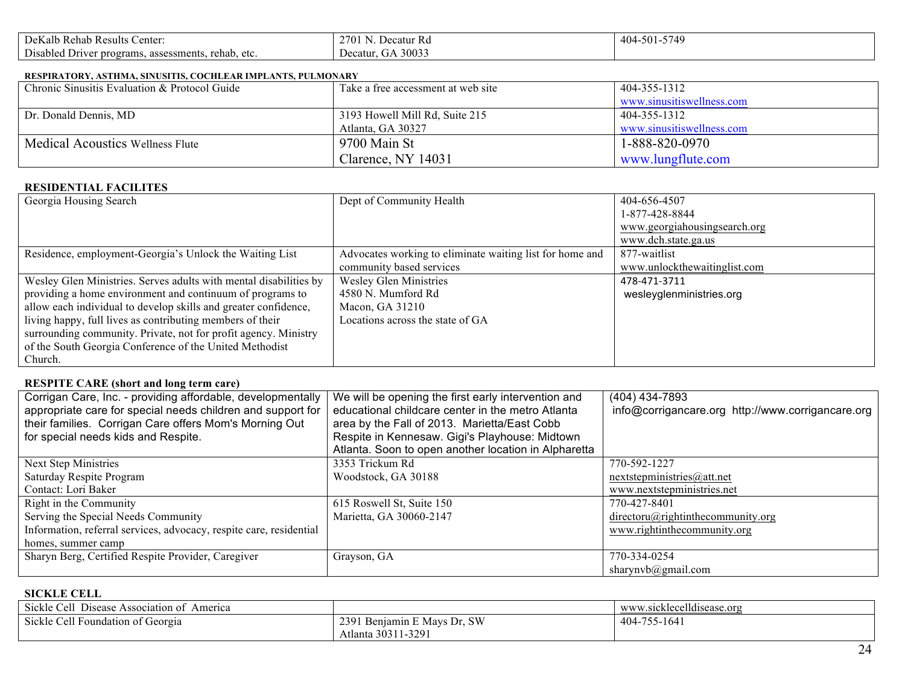| | | |
|---|---|---|
| DeKalb Rehab Results Center:<br>Disabled Driver programs, assessments, rehab, etc. | 2701 N. Decatur Rd<br>Decatur, GA 30033 | 404-501-5749 |

**RESPIRATORY, ASTHMA, SINUSITIS, COCHLEAR IMPLANTS, PULMONARY**

| | | |
|---|---|---|
| Chronic Sinusitis Evaluation & Protocol Guide | Take a free accessment at web site | 404-355-1312<br>www.sinusitiswellness.com |
| Dr. Donald Dennis, MD | 3193 Howell Mill Rd, Suite 215<br>Atlanta, GA 30327 | 404-355-1312<br>www.sinusitiswellness.com |
| Medical Acoustics Wellness Flute | 9700 Main St<br>Clarence, NY 14031 | 1-888-820-0970<br>www.lungflute.com |

**RESIDENTIAL FACILITES**

| | | |
|---|---|---|
| Georgia Housing Search | Dept of Community Health | 404-656-4507<br>1-877-428-8844<br>www.georgiahousingsearch.org<br>www.dch.state.ga.us |
| Residence, employment-Georgia's Unlock the Waiting List | Advocates working to eliminate waiting list for home and community based services | 877-waitlist<br>www.unlockthewaitinglist.com |
| Wesley Glen Ministries. Serves adults with mental disabilities by providing a home environment and continuum of programs to allow each individual to develop skills and greater confidence, living happy, full lives as contributing members of their surrounding community. Private, not for profit agency. Ministry of the South Georgia Conference of the United Methodist Church. | Wesley Glen Ministries<br>4580 N. Mumford Rd<br>Macon, GA 31210<br>Locations across the state of GA | 478-471-3711<br>wesleyglenministries.org |

**RESPITE CARE (short and long term care)**

| | | |
|---|---|---|
| Corrigan Care, Inc. - providing affordable, developmentally appropriate care for special needs children and support for their families. Corrigan Care offers Mom's Morning Out for special needs kids and Respite. | We will be opening the first early intervention and educational childcare center in the metro Atlanta area by the Fall of 2013. Marietta/East Cobb Respite in Kennesaw. Gigi's Playhouse: Midtown Atlanta. Soon to open another location in Alpharetta | (404) 434-7893<br>info@corrigancare.org http://www.corrigancare.org |
| Next Step Ministries<br>Saturday Respite Program<br>Contact: Lori Baker | 3353 Trickum Rd<br>Woodstock, GA 30188 | 770-592-1227<br>nextstepministries@att.net<br>www.nextstepministries.net |
| Right in the Community<br>Serving the Special Needs Community<br>Information, referral services, advocacy, respite care, residential homes, summer camp | 615 Roswell St, Suite 150<br>Marietta, GA 30060-2147 | 770-427-8401<br>directoru@rightinthecommunity.org<br>www.rightinthecommunity.org |
| Sharyn Berg, Certified Respite Provider, Caregiver | Grayson, GA | 770-334-0254<br>sharynvb@gmail.com |

**SICKLE CELL**

| | | |
|---|---|---|
| Sickle Cell Disease Association of America | | www.sicklecelldisease.org |
| Sickle Cell Foundation of Georgia | 2391 Benjamin E Mays Dr, SW<br>Atlanta 30311-3291 | 404-755-1641 |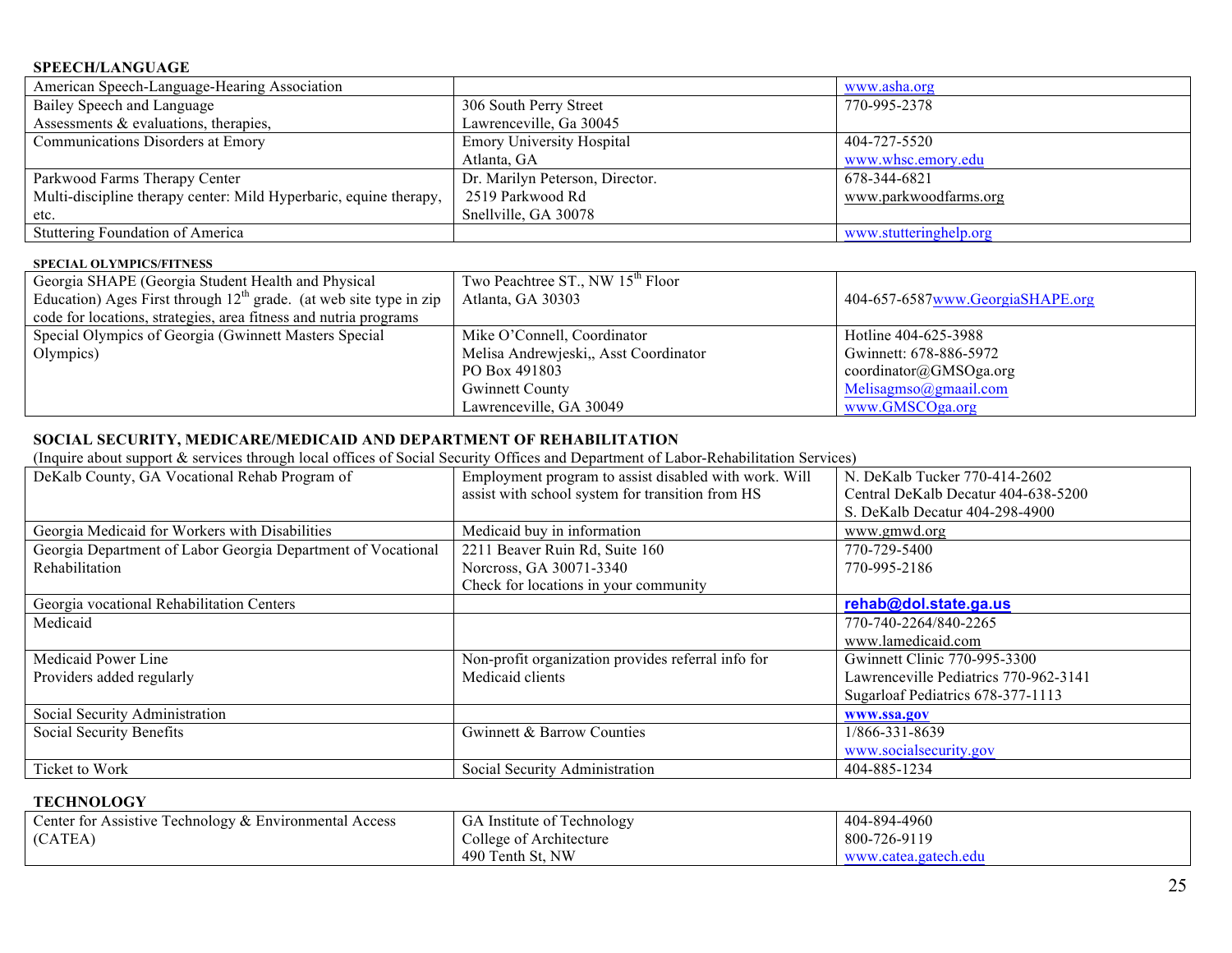**SPEECH/LANGUAGE**

| | | |
|---|---|---|
| American Speech-Language-Hearing Association | | www.asha.org |
| Bailey Speech and Language<br>Assessments & evaluations, therapies, | 306 South Perry Street<br>Lawrenceville, Ga 30045 | 770-995-2378 |
| Communications Disorders at Emory | Emory University Hospital<br>Atlanta, GA | 404-727-5520<br>www.whsc.emory.edu |
| Parkwood Farms Therapy Center<br>Multi-discipline therapy center: Mild Hyperbaric, equine therapy, etc. | Dr. Marilyn Peterson, Director.<br>2519 Parkwood Rd<br>Snellville, GA 30078 | 678-344-6821<br>www.parkwoodfarms.org |
| Stuttering Foundation of America | | www.stutteringhelp.org |

**SPECIAL OLYMPICS/FITNESS**

| | | |
|---|---|---|
| Georgia SHAPE (Georgia Student Health and Physical Education) Ages First through 12th grade. (at web site type in zip code for locations, strategies, area fitness and nutria programs | Two Peachtree ST., NW 15th Floor<br>Atlanta, GA 30303 | 404-657-6587www.GeorgiaSHAPE.org |
| Special Olympics of Georgia (Gwinnett Masters Special Olympics) | Mike O'Connell, Coordinator<br>Melisa Andrewjeski,, Asst Coordinator<br>PO Box 491803<br>Gwinnett County<br>Lawrenceville, GA 30049 | Hotline 404-625-3988<br>Gwinnett: 678-886-5972<br>coordinator@GMSOga.org<br>Melisagmso@gmaail.com<br>www.GMSCOga.org |

**SOCIAL SECURITY, MEDICARE/MEDICAID AND DEPARTMENT OF REHABILITATION**

(Inquire about support & services through local offices of Social Security Offices and Department of Labor-Rehabilitation Services)

| | | |
|---|---|---|
| DeKalb County, GA Vocational Rehab Program of | Employment program to assist disabled with work. Will assist with school system for transition from HS | N. DeKalb Tucker 770-414-2602<br>Central DeKalb Decatur 404-638-5200<br>S. DeKalb Decatur 404-298-4900 |
| Georgia Medicaid for Workers with Disabilities | Medicaid buy in information | www.gmwd.org |
| Georgia Department of Labor Georgia Department of Vocational Rehabilitation | 2211 Beaver Ruin Rd, Suite 160<br>Norcross, GA 30071-3340<br>Check for locations in your community | 770-729-5400<br>770-995-2186 |
| Georgia vocational Rehabilitation Centers | | **rehab@dol.state.ga.us** |
| Medicaid | | 770-740-2264/840-2265<br>www.lamedicaid.com |
| Medicaid Power Line<br>Providers added regularly | Non-profit organization provides referral info for Medicaid clients | Gwinnett Clinic 770-995-3300<br>Lawrenceville Pediatrics 770-962-3141<br>Sugarloaf Pediatrics 678-377-1113 |
| Social Security Administration | | **www.ssa.gov** |
| Social Security Benefits | Gwinnett & Barrow Counties | 1/866-331-8639<br>www.socialsecurity.gov |
| Ticket to Work | Social Security Administration | 404-885-1234 |

**TECHNOLOGY**

| | | |
|---|---|---|
| Center for Assistive Technology & Environmental Access (CATEA) | GA Institute of Technology<br>College of Architecture<br>490 Tenth St, NW | 404-894-4960<br>800-726-9119<br>www.catea.gatech.edu |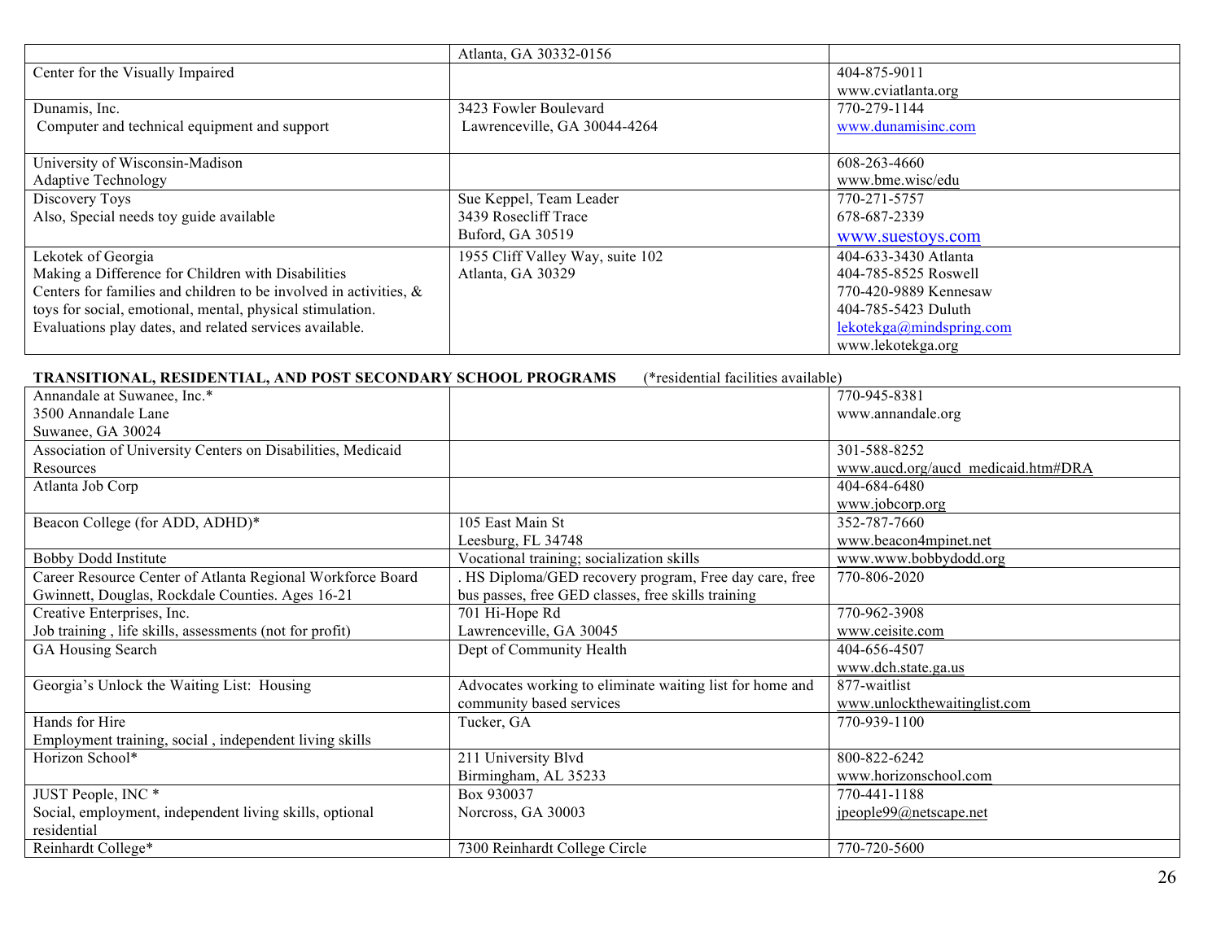| | | |
|---|---|---|
| | Atlanta, GA 30332-0156 | |
| Center for the Visually Impaired | | 404-875-9011<br>www.cviatlanta.org |
| Dunamis, Inc.<br>Computer and technical equipment and support | 3423 Fowler Boulevard<br>Lawrenceville, GA 30044-4264 | 770-279-1144<br>www.dunamisinc.com |
| University of Wisconsin-Madison<br>Adaptive Technology | | 608-263-4660<br>www.bme.wisc/edu |
| Discovery Toys<br>Also, Special needs toy guide available | Sue Keppel, Team Leader<br>3439 Rosecliff Trace<br>Buford, GA 30519 | 770-271-5757<br>678-687-2339<br>www.suestoys.com |
| Lekotek of Georgia<br>Making a Difference for Children with Disabilities<br>Centers for families and children to be involved in activities, & toys for social, emotional, mental, physical stimulation.<br>Evaluations play dates, and related services available. | 1955 Cliff Valley Way, suite 102<br>Atlanta, GA 30329 | 404-633-3430 Atlanta<br>404-785-8525 Roswell<br>770-420-9889 Kennesaw<br>404-785-5423 Duluth<br>lekotekga@mindspring.com<br>www.lekotekga.org |

**TRANSITIONAL, RESIDENTIAL, AND POST SECONDARY SCHOOL PROGRAMS** (*residential facilities available)

| | | |
|---|---|---|
| Annandale at Suwanee, Inc.*<br>3500 Annandale Lane<br>Suwanee, GA 30024 | | 770-945-8381<br>www.annandale.org |
| Association of University Centers on Disabilities, Medicaid Resources | | 301-588-8252<br>www.aucd.org/aucd_medicaid.htm#DRA |
| Atlanta Job Corp | | 404-684-6480<br>www.jobcorp.org |
| Beacon College (for ADD, ADHD)* | 105 East Main St<br>Leesburg, FL 34748 | 352-787-7660<br>www.beacon4mpinet.net |
| Bobby Dodd Institute | Vocational training; socialization skills | www.www.bobbydodd.org |
| Career Resource Center of Atlanta Regional Workforce Board<br>Gwinnett, Douglas, Rockdale Counties. Ages 16-21 | . HS Diploma/GED recovery program, Free day care, free bus passes, free GED classes, free skills training | 770-806-2020 |
| Creative Enterprises, Inc.<br>Job training , life skills, assessments (not for profit) | 701 Hi-Hope Rd<br>Lawrenceville, GA 30045 | 770-962-3908<br>www.ceisite.com |
| GA Housing Search | Dept of Community Health | 404-656-4507<br>www.dch.state.ga.us |
| Georgia's Unlock the Waiting List: Housing | Advocates working to eliminate waiting list for home and community based services | 877-waitlist<br>www.unlockthewaitinglist.com |
| Hands for Hire<br>Employment training, social , independent living skills | Tucker, GA | 770-939-1100 |
| Horizon School* | 211 University Blvd<br>Birmingham, AL 35233 | 800-822-6242<br>www.horizonschool.com |
| JUST People, INC *<br>Social, employment, independent living skills, optional residential | Box 930037<br>Norcross, GA 30003 | 770-441-1188<br>jpeople99@netscape.net |
| Reinhardt College* | 7300 Reinhardt College Circle | 770-720-5600 |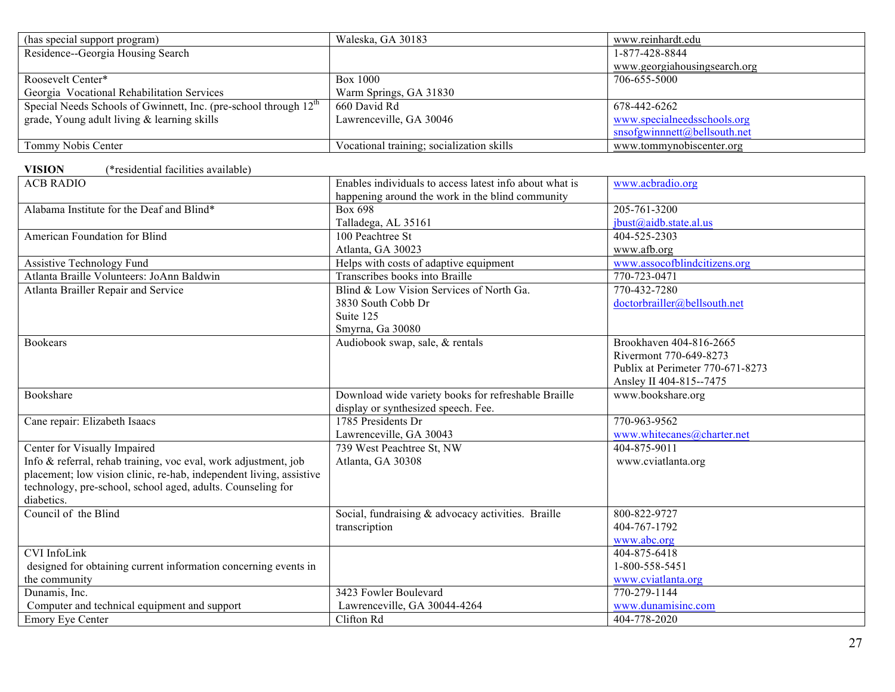| | | |
|---|---|---|
| (has special support program) | Waleska, GA 30183 | www.reinhardt.edu |
| Residence--Georgia Housing Search | | 1-877-428-8844<br>www.georgiahousingsearch.org |
| Roosevelt Center*<br>Georgia Vocational Rehabilitation Services | Box 1000<br>Warm Springs, GA 31830 | 706-655-5000 |
| Special Needs Schools of Gwinnett, Inc. (pre-school through 12th grade, Young adult living & learning skills | 660 David Rd<br>Lawrenceville, GA 30046 | 678-442-6262<br>www.specialneedsschools.org<br>snsofgwinnnett@bellsouth.net |
| Tommy Nobis Center | Vocational training; socialization skills | www.tommynobiscenter.org |

**VISION** (*residential facilities available)

| | | |
|---|---|---|
| ACB RADIO | Enables individuals to access latest info about what is happening around the work in the blind community | www.acbradio.org |
| Alabama Institute for the Deaf and Blind* | Box 698<br>Talladega, AL 35161 | 205-761-3200<br>jbust@aidb.state.al.us |
| American Foundation for Blind | 100 Peachtree St<br>Atlanta, GA 30023 | 404-525-2303<br>www.afb.org |
| Assistive Technology Fund | Helps with costs of adaptive equipment | www.assocofblindcitizens.org |
| Atlanta Braille Volunteers: JoAnn Baldwin | Transcribes books into Braille | 770-723-0471 |
| Atlanta Brailler Repair and Service | Blind & Low Vision Services of North Ga.<br>3830 South Cobb Dr<br>Suite 125<br>Smyrna, Ga 30080 | 770-432-7280<br>doctorbrailler@bellsouth.net |
| Bookears | Audiobook swap, sale, & rentals | Brookhaven 404-816-2665<br>Rivermont 770-649-8273<br>Publix at Perimeter 770-671-8273<br>Ansley II 404-815--7475 |
| Bookshare | Download wide variety books for refreshable Braille display or synthesized speech. Fee. | www.bookshare.org |
| Cane repair: Elizabeth Isaacs | 1785 Presidents Dr<br>Lawrenceville, GA 30043 | 770-963-9562<br>www.whitecanes@charter.net |
| Center for Visually Impaired<br>Info & referral, rehab training, voc eval, work adjustment, job placement; low vision clinic, re-hab, independent living, assistive technology, pre-school, school aged, adults. Counseling for diabetics. | 739 West Peachtree St, NW<br>Atlanta, GA 30308 | 404-875-9011<br>www.cviatlanta.org |
| Council of the Blind | Social, fundraising & advocacy activities. Braille transcription | 800-822-9727<br>404-767-1792<br>www.abc.org |
| CVI InfoLink<br>designed for obtaining current information concerning events in the community | | 404-875-6418<br>1-800-558-5451<br>www.cviatlanta.org |
| Dunamis, Inc.<br>Computer and technical equipment and support | 3423 Fowler Boulevard<br>Lawrenceville, GA 30044-4264 | 770-279-1144<br>www.dunamisinc.com |
| Emory Eye Center | Clifton Rd | 404-778-2020 |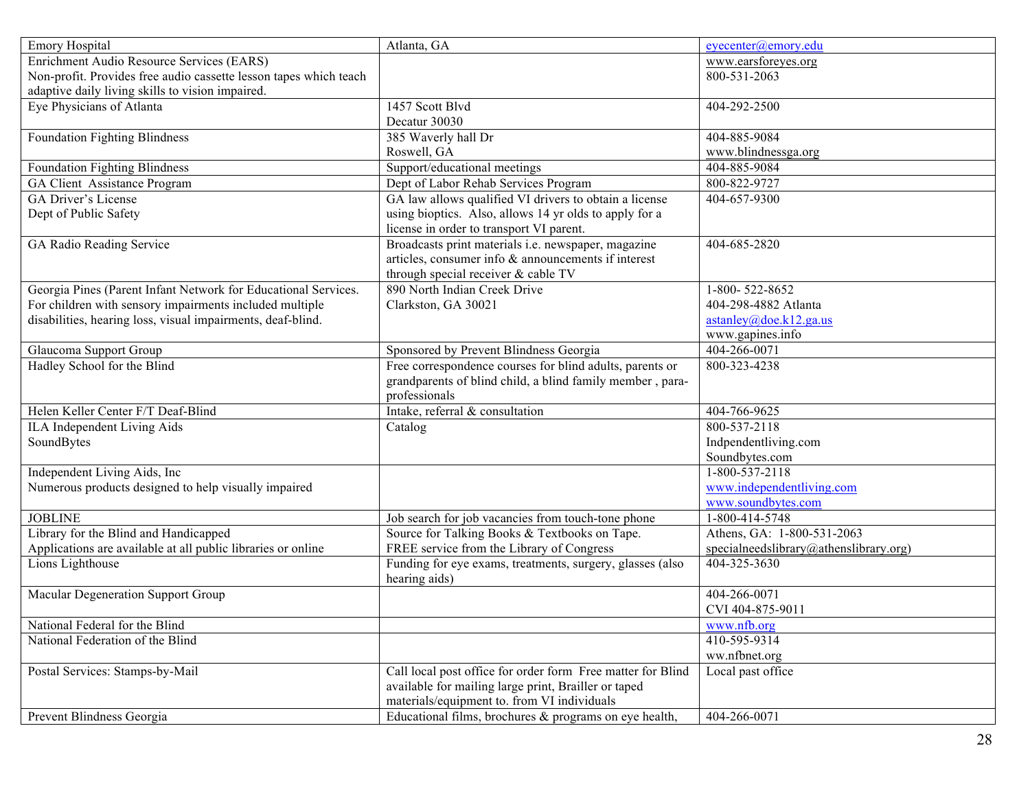| | | |
|---|---|---|
| Emory Hospital | Atlanta, GA | eyecenter@emory.edu |
| Enrichment Audio Resource Services (EARS)<br>Non-profit. Provides free audio cassette lesson tapes which teach adaptive daily living skills to vision impaired. | | www.earsforeyes.org<br>800-531-2063 |
| Eye Physicians of Atlanta | 1457 Scott Blvd<br>Decatur 30030 | 404-292-2500 |
| Foundation Fighting Blindness | 385 Waverly hall Dr<br>Roswell, GA | 404-885-9084<br>www.blindnessga.org |
| Foundation Fighting Blindness | Support/educational meetings | 404-885-9084 |
| GA Client Assistance Program | Dept of Labor Rehab Services Program | 800-822-9727 |
| GA Driver's License<br>Dept of Public Safety | GA law allows qualified VI drivers to obtain a license using bioptics. Also, allows 14 yr olds to apply for a license in order to transport VI parent. | 404-657-9300 |
| GA Radio Reading Service | Broadcasts print materials i.e. newspaper, magazine articles, consumer info & announcements if interest through special receiver & cable TV | 404-685-2820 |
| Georgia Pines (Parent Infant Network for Educational Services. For children with sensory impairments included multiple disabilities, hearing loss, visual impairments, deaf-blind. | 890 North Indian Creek Drive<br>Clarkston, GA 30021 | 1-800- 522-8652<br>404-298-4882 Atlanta<br>astanley@doe.k12.ga.us<br>www.gapines.info |
| Glaucoma Support Group | Sponsored by Prevent Blindness Georgia | 404-266-0071 |
| Hadley School for the Blind | Free correspondence courses for blind adults, parents or grandparents of blind child, a blind family member , para-professionals | 800-323-4238 |
| Helen Keller Center F/T Deaf-Blind | Intake, referral & consultation | 404-766-9625 |
| ILA Independent Living Aids<br>SoundBytes | Catalog | 800-537-2118<br>Indpendentliving.com<br>Soundbytes.com |
| Independent Living Aids, Inc<br>Numerous products designed to help visually impaired | | 1-800-537-2118<br>www.independentliving.com<br>www.soundbytes.com |
| JOBLINE | Job search for job vacancies from touch-tone phone | 1-800-414-5748 |
| Library for the Blind and Handicapped<br>Applications are available at all public libraries or online | Source for Talking Books & Textbooks on Tape.<br>FREE service from the Library of Congress | Athens, GA: 1-800-531-2063<br>specialneedslibrary@athenslibrary.org) |
| Lions Lighthouse | Funding for eye exams, treatments, surgery, glasses (also hearing aids) | 404-325-3630 |
| Macular Degeneration Support Group | | 404-266-0071<br>CVI 404-875-9011 |
| National Federal for the Blind | | www.nfb.org |
| National Federation of the Blind | | 410-595-9314<br>ww.nfbnet.org |
| Postal Services: Stamps-by-Mail | Call local post office for order form Free matter for Blind available for mailing large print, Brailler or taped materials/equipment to. from VI individuals | Local past office |
| Prevent Blindness Georgia | Educational films, brochures & programs on eye health, | 404-266-0071 |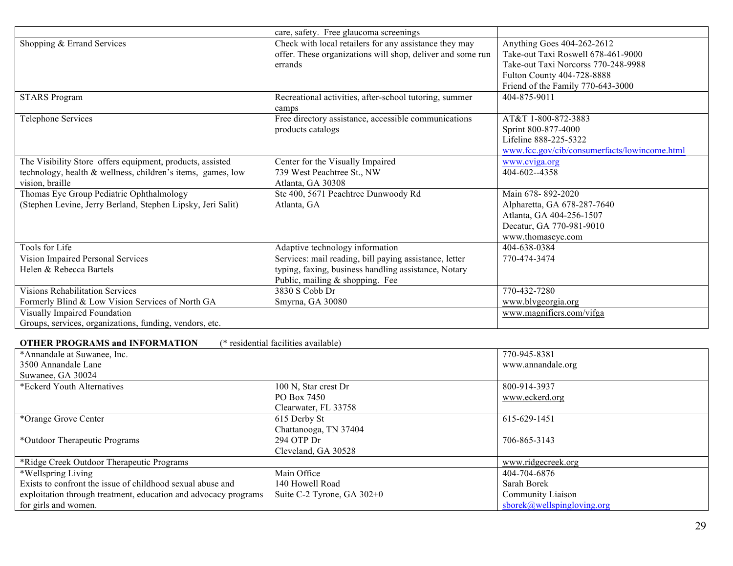| | | |
|---|---|---|
| | care, safety. Free glaucoma screenings | |
| Shopping & Errand Services | Check with local retailers for any assistance they may offer. These organizations will shop, deliver and some run errands | Anything Goes 404-262-2612<br>Take-out Taxi Roswell 678-461-9000<br>Take-out Taxi Norcorss 770-248-9988<br>Fulton County 404-728-8888<br>Friend of the Family 770-643-3000 |
| STARS Program | Recreational activities, after-school tutoring, summer camps | 404-875-9011 |
| Telephone Services | Free directory assistance, accessible communications products catalogs | AT&T 1-800-872-3883<br>Sprint 800-877-4000<br>Lifeline 888-225-5322<br>www.fcc.gov/cib/consumerfacts/lowincome.html |
| The Visibility Store offers equipment, products, assisted technology, health & wellness, children's items, games, low vision, braille | Center for the Visually Impaired<br>739 West Peachtree St., NW<br>Atlanta, GA 30308 | www.cviga.org<br>404-602--4358 |
| Thomas Eye Group Pediatric Ophthalmology<br>(Stephen Levine, Jerry Berland, Stephen Lipsky, Jeri Salit) | Ste 400, 5671 Peachtree Dunwoody Rd<br>Atlanta, GA | Main 678- 892-2020<br>Alpharetta, GA 678-287-7640<br>Atlanta, GA 404-256-1507<br>Decatur, GA 770-981-9010<br>www.thomaseye.com |
| Tools for Life | Adaptive technology information | 404-638-0384 |
| Vision Impaired Personal Services<br>Helen & Rebecca Bartels | Services: mail reading, bill paying assistance, letter typing, faxing, business handling assistance, Notary Public, mailing & shopping. Fee | 770-474-3474 |
| Visions Rehabilitation Services<br>Formerly Blind & Low Vision Services of North GA | 3830 S Cobb Dr<br>Smyrna, GA 30080 | 770-432-7280<br>www.blvgeorgia.org |
| Visually Impaired Foundation<br>Groups, services, organizations, funding, vendors, etc. | | www.magnifiers.com/vifga |

**OTHER PROGRAMS and INFORMATION** (* residential facilities available)

| | | |
|---|---|---|
| *Annandale at Suwanee, Inc.<br>3500 Annandale Lane<br>Suwanee, GA 30024 | | 770-945-8381<br>www.annandale.org |
| *Eckerd Youth Alternatives | 100 N, Star crest Dr<br>PO Box 7450<br>Clearwater, FL 33758 | 800-914-3937<br>www.eckerd.org |
| *Orange Grove Center | 615 Derby St<br>Chattanooga, TN 37404 | 615-629-1451 |
| *Outdoor Therapeutic Programs | 294 OTP Dr<br>Cleveland, GA 30528 | 706-865-3143 |
| *Ridge Creek Outdoor Therapeutic Programs | | www.ridgecreek.org |
| *Wellspring Living<br>Exists to confront the issue of childhood sexual abuse and exploitation through treatment, education and advocacy programs for girls and women. | Main Office<br>140 Howell Road<br>Suite C-2 Tyrone, GA 302+0 | 404-704-6876<br>Sarah Borek<br>Community Liaison<br>sborek@wellspingloving.org |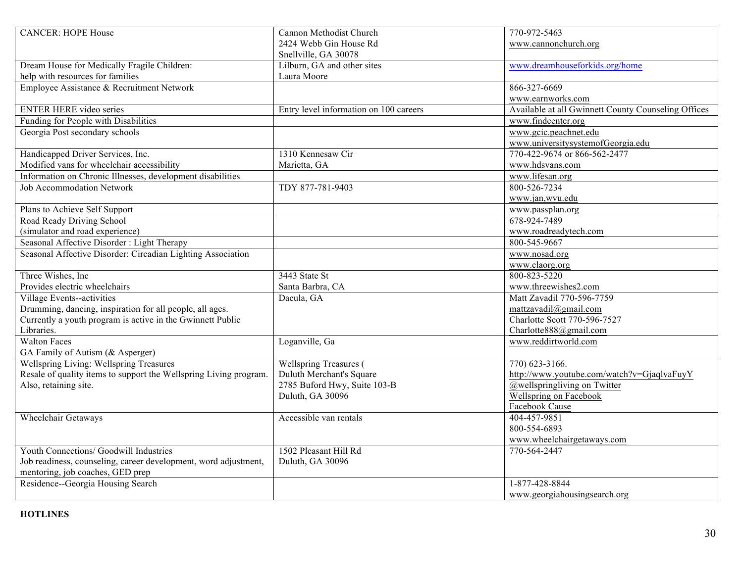| | | |
|---|---|---|
| CANCER: HOPE House | Cannon Methodist Church<br>2424 Webb Gin House Rd<br>Snellville, GA 30078 | 770-972-5463<br>www.cannonchurch.org |
| Dream House for Medically Fragile Children:<br>help with resources for families | Lilburn, GA and other sites<br>Laura Moore | www.dreamhouseforkids.org/home |
| Employee Assistance & Recruitment Network | | 866-327-6669<br>www.earnworks.com |
| ENTER HERE video series | Entry level information on 100 careers | Available at all Gwinnett County Counseling Offices |
| Funding for People with Disabilities | | www.findcenter.org |
| Georgia Post secondary schools | | www.gcic.peachnet.edu<br>www.universitysystemofGeorgia.edu |
| Handicapped Driver Services, Inc.<br>Modified vans for wheelchair accessibility | 1310 Kennesaw Cir<br>Marietta, GA | 770-422-9674 or 866-562-2477<br>www.hdsvans.com |
| Information on Chronic Illnesses, development disabilities | | www.lifesan.org |
| Job Accommodation Network | TDY 877-781-9403 | 800-526-7234<br>www.jan,wvu.edu |
| Plans to Achieve Self Support | | www.passplan.org |
| Road Ready Driving School<br>(simulator and road experience) | | 678-924-7489<br>www.roadreadytech.com |
| Seasonal Affective Disorder : Light Therapy | | 800-545-9667 |
| Seasonal Affective Disorder: Circadian Lighting Association | | www.nosad.org<br>www.claorg.org |
| Three Wishes, Inc<br>Provides electric wheelchairs | 3443 State St<br>Santa Barbra, CA | 800-823-5220<br>www.threewishes2.com |
| Village Events--activities<br>Drumming, dancing, inspiration for all people, all ages.<br>Currently a youth program is active in the Gwinnett Public Libraries. | Dacula, GA | Matt Zavadil 770-596-7759<br>mattzavadil@gmail.com<br>Charlotte Scott 770-596-7527<br>Charlotte888@gmail.com |
| Walton Faces<br>GA Family of Autism (& Asperger) | Loganville, Ga | www.reddirtworld.com |
| Wellspring Living: Wellspring Treasures<br>Resale of quality items to support the Wellspring Living program. Also, retaining site. | Wellspring Treasures (<br>Duluth Merchant's Square<br>2785 Buford Hwy, Suite 103-B<br>Duluth, GA 30096 | 770) 623-3166.<br>http://www.youtube.com/watch?v=GjaqlvaFuyY<br>@wellspringliving on Twitter<br>Wellspring on Facebook<br>Facebook Cause |
| Wheelchair Getaways | Accessible van rentals | 404-457-9851<br>800-554-6893<br>www.wheelchairgetaways.com |
| Youth Connections/ Goodwill Industries<br>Job readiness, counseling, career development, word adjustment, mentoring, job coaches, GED prep | 1502 Pleasant Hill Rd<br>Duluth, GA 30096 | 770-564-2447 |
| Residence--Georgia Housing Search | | 1-877-428-8844<br>www.georgiahousingsearch.org |

**HOTLINES**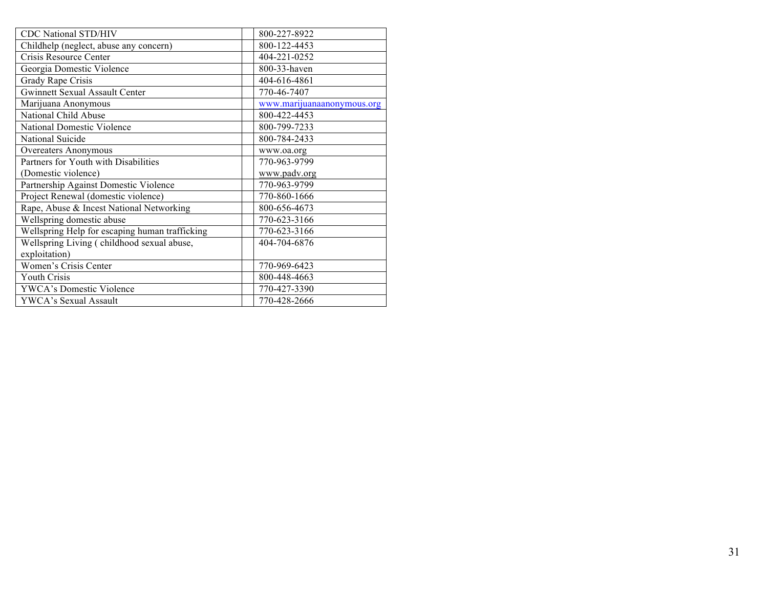| | | |
|---|---|---|
| CDC National STD/HIV | | 800-227-8922 |
| Childhelp (neglect, abuse any concern) | | 800-122-4453 |
| Crisis Resource Center | | 404-221-0252 |
| Georgia Domestic Violence | | 800-33-haven |
| Grady Rape Crisis | | 404-616-4861 |
| Gwinnett Sexual Assault Center | | 770-46-7407 |
| Marijuana Anonymous | | www.marijuanaanonymous.org |
| National Child Abuse | | 800-422-4453 |
| National Domestic Violence | | 800-799-7233 |
| National Suicide | | 800-784-2433 |
| Overeaters Anonymous | | www.oa.org |
| Partners for Youth with Disabilities (Domestic violence) | | 770-963-9799 www.padv.org |
| Partnership Against Domestic Violence | | 770-963-9799 |
| Project Renewal (domestic violence) | | 770-860-1666 |
| Rape, Abuse & Incest National Networking | | 800-656-4673 |
| Wellspring domestic abuse | | 770-623-3166 |
| Wellspring Help for escaping human trafficking | | 770-623-3166 |
| Wellspring Living ( childhood sexual abuse, exploitation) | | 404-704-6876 |
| Women's Crisis Center | | 770-969-6423 |
| Youth Crisis | | 800-448-4663 |
| YWCA's Domestic Violence | | 770-427-3390 |
| YWCA's Sexual Assault | | 770-428-2666 |